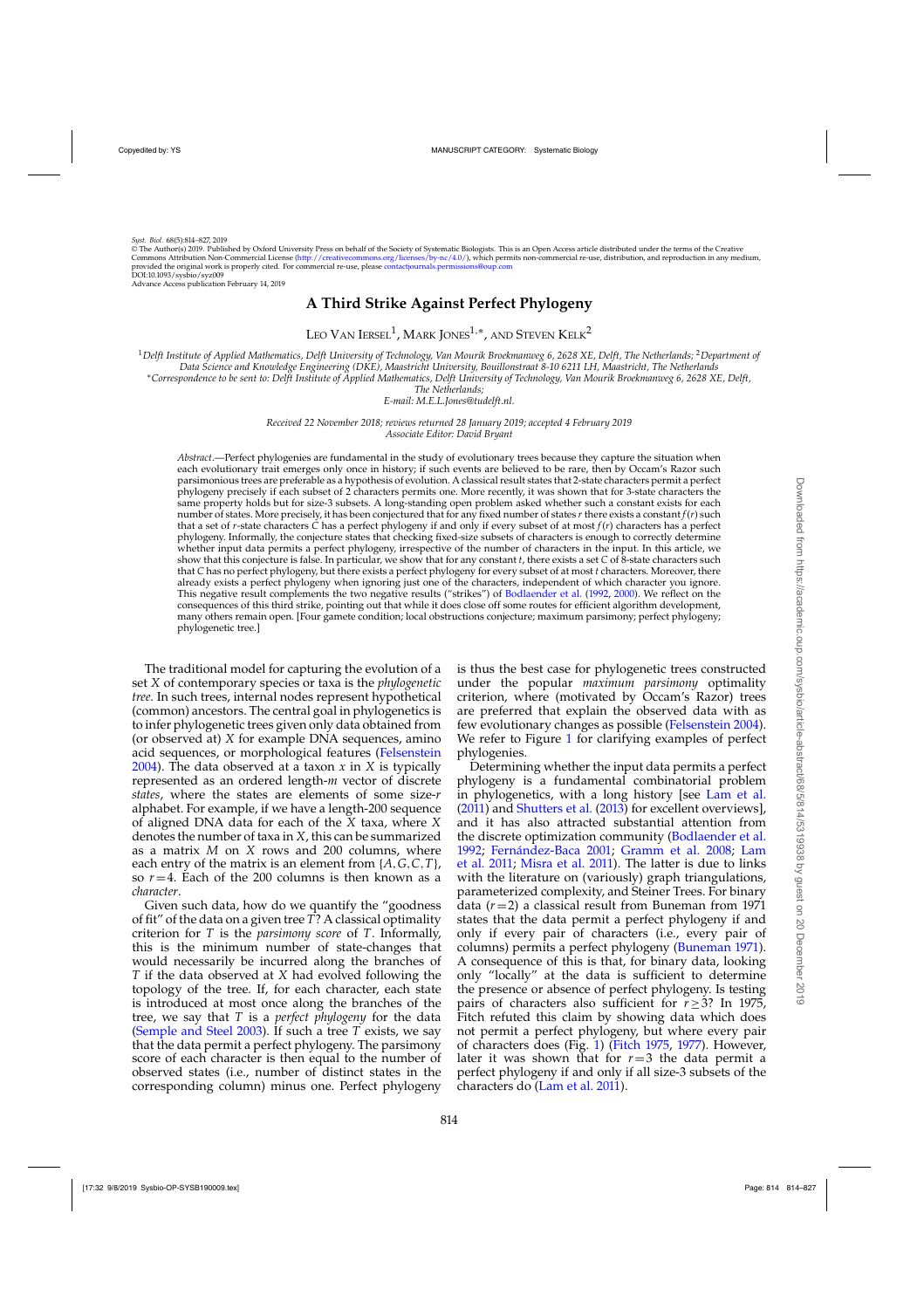# A Third Strike Against Perfect Phylogeny

Leo van Iersel[1], Mark Jones[1,*], and Steven Kelk[2]

[1]*Delft Institute of Applied Mathematics, Delft University of Technology, Van Mourik Broekmanweg 6, 2628 XE, Delft, The Netherlands;* [2]*Department of Data Science and Knowledge Engineering (DKE), Maastricht University, Bouillonstraat 8-10 6211 LH, Maastricht, The Netherlands*

*Correspondence to be sent to: Delft Institute of Applied Mathematics, Delft University of Technology, Van Mourik Broekmanweg 6, 2628 XE, Delft, The Netherlands;*

*E-mail: M.E.L.Jones@tudelft.nl.*

*Received 22 November 2018; reviews returned 28 January 2019; accepted 4 February 2019*
*Associate Editor: David Bryant*

*Abstract*.—Perfect phylogenies are fundamental in the study of evolutionary trees because they capture the situation when each evolutionary trait emerges only once in history; if such events are believed to be rare, then by Occam's Razor such parsimonious trees are preferable as a hypothesis of evolution. A classical result states that 2-state characters permit a perfect phylogeny precisely if each subset of 2 characters permits one. More recently, it was shown that for 3-state characters the same property holds but for size-3 subsets. A long-standing open problem asked whether such a constant exists for each number of states. More precisely, it has been conjectured that for any fixed number of states $r$ there exists a constant $f(r)$ such that a set of $r$-state characters $C$ has a perfect phylogeny if and only if every subset of at most $f(r)$ characters has a perfect phylogeny. Informally, the conjecture states that checking fixed-size subsets of characters is enough to correctly determine whether input data permits a perfect phylogeny, irrespective of the number of characters in the input. In this article, we show that this conjecture is false. In particular, we show that for any constant $t$, there exists a set $C$ of 8-state characters such that $C$ has no perfect phylogeny, but there exists a perfect phylogeny for every subset of at most $t$ characters. Moreover, there already exists a perfect phylogeny when ignoring just one of the characters, independent of which character you ignore. This negative result complements the two negative results ("strikes") of Bodlaender et al. (1992, 2000). We reflect on the consequences of this third strike, pointing out that while it does close off some routes for efficient algorithm development, many others remain open. [Four gamete condition; local obstructions conjecture; maximum parsimony; perfect phylogeny; phylogenetic tree.]

The traditional model for capturing the evolution of a set $X$ of contemporary species or taxa is the *phylogenetic tree*. In such trees, internal nodes represent hypothetical (common) ancestors. The central goal in phylogenetics is to infer phylogenetic trees given only data obtained from (or observed at) $X$ for example DNA sequences, amino acid sequences, or morphological features (Felsenstein 2004). The data observed at a taxon $x$ in $X$ is typically represented as an ordered length-$m$ vector of discrete *states*, where the states are elements of some size-$r$ alphabet. For example, if we have a length-200 sequence of aligned DNA data for each of the $X$ taxa, where $X$ denotes the number of taxa in $X$, this can be summarized as a matrix $M$ on $X$ rows and 200 columns, where each entry of the matrix is an element from $\{A,G,C,T\}$, so $r=4$. Each of the 200 columns is then known as a *character*.

Given such data, how do we quantify the "goodness of fit" of the data on a given tree $T$? A classical optimality criterion for $T$ is the *parsimony score* of $T$. Informally, this is the minimum number of state-changes that would necessarily be incurred along the branches of $T$ if the data observed at $X$ had evolved following the topology of the tree. If, for each character, each state is introduced at most once along the branches of the tree, we say that $T$ is a *perfect phylogeny* for the data (Semple and Steel 2003). If such a tree $T$ exists, we say that the data permit a perfect phylogeny. The parsimony score of each character is then equal to the number of observed states (i.e., number of distinct states in the corresponding column) minus one. Perfect phylogeny is thus the best case for phylogenetic trees constructed under the popular *maximum parsimony* optimality criterion, where (motivated by Occam's Razor) trees are preferred that explain the observed data with as few evolutionary changes as possible (Felsenstein 2004). We refer to Figure 1 for clarifying examples of perfect phylogenies.

Determining whether the input data permits a perfect phylogeny is a fundamental combinatorial problem in phylogenetics, with a long history [see Lam et al. (2011) and Shutters et al. (2013) for excellent overviews], and it has also attracted substantial attention from the discrete optimization community (Bodlaender et al. 1992; Fernández-Baca 2001; Gramm et al. 2008; Lam et al. 2011; Misra et al. 2011). The latter is due to links with the literature on (variously) graph triangulations, parameterized complexity, and Steiner Trees. For binary data ($r=2$) a classical result from Buneman from 1971 states that the data permit a perfect phylogeny if and only if every pair of characters (i.e., every pair of columns) permits a perfect phylogeny (Buneman 1971). A consequence of this is that, for binary data, looking only "locally" at the data is sufficient to determine the presence or absence of perfect phylogeny. Is testing pairs of characters also sufficient for $r\geq 3$? In 1975, Fitch refuted this claim by showing data which does not permit a perfect phylogeny, but where every pair of characters does (Fig. 1) (Fitch 1975, 1977). However, later it was shown that for $r=3$ the data permit a perfect phylogeny if and only if all size-3 subsets of the characters do (Lam et al. 2011).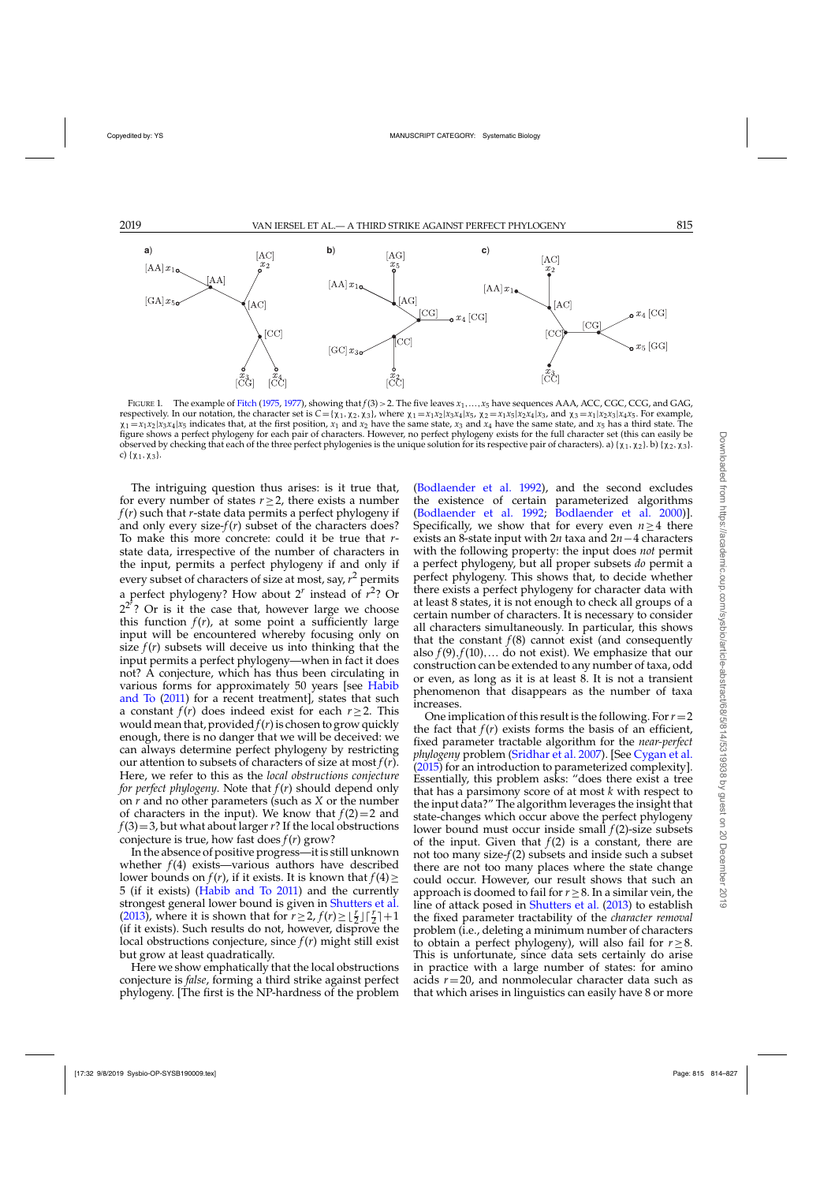FIGURE 1. The example of Fitch (1975, 1977), showing that $f(3) > 2$. The five leaves $x_1,\ldots,x_5$ have sequences AAA, ACC, CGC, CCG, and GAG, respectively. In our notation, the character set is $C = \{\chi_1,\chi_2,\chi_3\}$, where $\chi_1 = x_1x_2|x_3x_4|x_5$, $\chi_2 = x_1x_5|x_2x_4|x_3$, and $\chi_3 = x_1|x_2x_3|x_4x_5$. For example, $\chi_1 = x_1x_2|x_3x_4|x_5$ indicates that, at the first position, $x_1$ and $x_2$ have the same state, $x_3$ and $x_4$ have the same state, and $x_5$ has a third state. The figure shows a perfect phylogeny for each pair of characters. However, no perfect phylogeny exists for the full character set (this can easily be observed by checking that each of the three perfect phylogenies is the unique solution for its respective pair of characters). a) $\{\chi_1,\chi_2\}$. b) $\{\chi_2,\chi_3\}$. c) $\{\chi_1,\chi_3\}$.

The intriguing question thus arises: is it true that, for every number of states $r \geq 2$, there exists a number $f(r)$ such that $r$-state data permits a perfect phylogeny if and only every size-$f(r)$ subset of the characters does? To make this more concrete: could it be true that $r$-state data, irrespective of the number of characters in the input, permits a perfect phylogeny if and only if every subset of characters of size at most, say, $r^2$ permits a perfect phylogeny? How about $2^r$ instead of $r^2$? Or $2^{2^r}$? Or is it the case that, however large we choose this function $f(r)$, at some point a sufficiently large input will be encountered whereby focusing only on size $f(r)$ subsets will deceive us into thinking that the input permits a perfect phylogeny—when in fact it does not? A conjecture, which has thus been circulating in various forms for approximately 50 years [see Habib and To (2011) for a recent treatment], states that such a constant $f(r)$ does indeed exist for each $r \geq 2$. This would mean that, provided $f(r)$ is chosen to grow quickly enough, there is no danger that we will be deceived: we can always determine perfect phylogeny by restricting our attention to subsets of characters of size at most $f(r)$. Here, we refer to this as the *local obstructions conjecture for perfect phylogeny*. Note that $f(r)$ should depend only on $r$ and no other parameters (such as $X$ or the number of characters in the input). We know that $f(2) = 2$ and $f(3) = 3$, but what about larger $r$? If the local obstructions conjecture is true, how fast does $f(r)$ grow?

In the absence of positive progress—it is still unknown whether $f(4)$ exists—various authors have described lower bounds on $f(r)$, if it exists. It is known that $f(4) \geq 5$ (if it exists) (Habib and To 2011) and the currently strongest general lower bound is given in Shutters et al. (2013), where it is shown that for $r \geq 2$, $f(r) \geq \lfloor \frac{r}{2} \rfloor \lceil \frac{r}{2} \rceil + 1$ (if it exists). Such results do not, however, disprove the local obstructions conjecture, since $f(r)$ might still exist but grow at least quadratically.

Here we show emphatically that the local obstructions conjecture is *false*, forming a third strike against perfect phylogeny. [The first is the NP-hardness of the problem (Bodlaender et al. 1992), and the second excludes the existence of certain parameterized algorithms (Bodlaender et al. 1992; Bodlaender et al. 2000)]. Specifically, we show that for every even $n \geq 4$ there exists an 8-state input with $2n$ taxa and $2n-4$ characters with the following property: the input does *not* permit a perfect phylogeny, but all proper subsets *do* permit a perfect phylogeny. This shows that, to decide whether there exists a perfect phylogeny for character data with at least 8 states, it is not enough to check all groups of a certain number of characters. It is necessary to consider all characters simultaneously. In particular, this shows that the constant $f(8)$ cannot exist (and consequently also $f(9), f(10), \ldots$ do not exist). We emphasize that our construction can be extended to any number of taxa, odd or even, as long as it is at least 8. It is not a transient phenomenon that disappears as the number of taxa increases.

One implication of this result is the following. For $r = 2$ the fact that $f(r)$ exists forms the basis of an efficient, fixed parameter tractable algorithm for the *near-perfect phylogeny* problem (Sridhar et al. 2007). [See Cygan et al. (2015) for an introduction to parameterized complexity]. Essentially, this problem asks: "does there exist a tree that has a parsimony score of at most $k$ with respect to the input data?" The algorithm leverages the insight that state-changes which occur above the perfect phylogeny lower bound must occur inside small $f(2)$-size subsets of the input. Given that $f(2)$ is a constant, there are not too many size-$f(2)$ subsets and inside such a subset there are not too many places where the state change could occur. However, our result shows that such an approach is doomed to fail for $r \geq 8$. In a similar vein, the line of attack posed in Shutters et al. (2013) to establish the fixed parameter tractability of the *character removal* problem (i.e., deleting a minimum number of characters to obtain a perfect phylogeny), will also fail for $r \geq 8$. This is unfortunate, since data sets certainly do arise in practice with a large number of states: for amino acids $r = 20$, and nonmolecular character data such as that which arises in linguistics can easily have 8 or more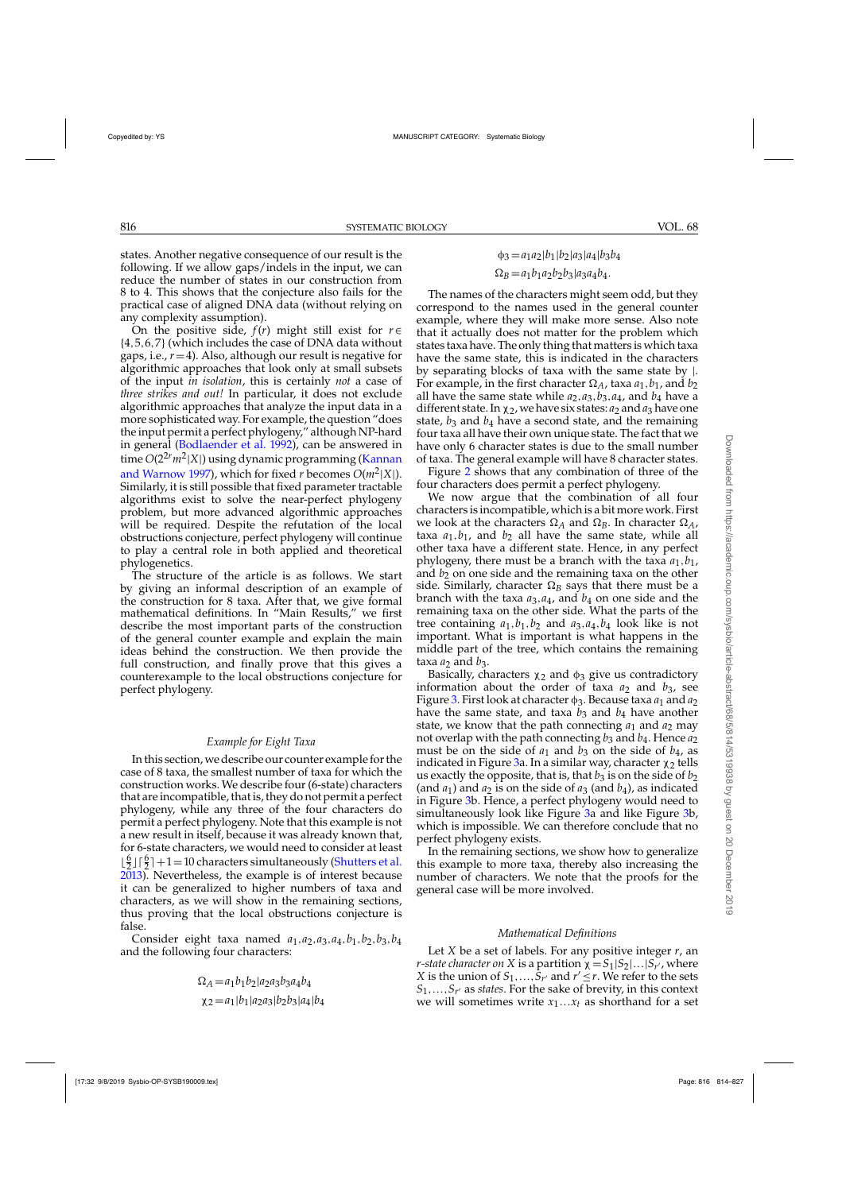states. Another negative consequence of our result is the following. If we allow gaps/indels in the input, we can reduce the number of states in our construction from 8 to 4. This shows that the conjecture also fails for the practical case of aligned DNA data (without relying on any complexity assumption).

On the positive side, $f(r)$ might still exist for $r \in \{4,5,6,7\}$ (which includes the case of DNA data without gaps, i.e., $r=4$). Also, although our result is negative for algorithmic approaches that look only at small subsets of the input *in isolation*, this is certainly *not* a case of *three strikes and out!* In particular, it does not exclude algorithmic approaches that analyze the input data in a more sophisticated way. For example, the question "does the input permit a perfect phylogeny," although NP-hard in general (Bodlaender et al. 1992), can be answered in time $O(2^{2r}m^2|X|)$ using dynamic programming (Kannan and Warnow 1997), which for fixed $r$ becomes $O(m^2|X|)$. Similarly, it is still possible that fixed parameter tractable algorithms exist to solve the near-perfect phylogeny problem, but more advanced algorithmic approaches will be required. Despite the refutation of the local obstructions conjecture, perfect phylogeny will continue to play a central role in both applied and theoretical phylogenetics.

The structure of the article is as follows. We start by giving an informal description of an example of the construction for 8 taxa. After that, we give formal mathematical definitions. In "Main Results," we first describe the most important parts of the construction of the general counter example and explain the main ideas behind the construction. We then provide the full construction, and finally prove that this gives a counterexample to the local obstructions conjecture for perfect phylogeny.

### *Example for Eight Taxa*

In this section, we describe our counter example for the case of 8 taxa, the smallest number of taxa for which the construction works. We describe four (6-state) characters that are incompatible, that is, they do not permit a perfect phylogeny, while any three of the four characters do permit a perfect phylogeny. Note that this example is not a new result in itself, because it was already known that, for 6-state characters, we would need to consider at least $\lfloor\frac{6}{2}\rfloor\lceil\frac{6}{2}\rceil+1=10$ characters simultaneously (Shutters et al. 2013). Nevertheless, the example is of interest because it can be generalized to higher numbers of taxa and characters, as we will show in the remaining sections, thus proving that the local obstructions conjecture is false.

Consider eight taxa named $a_1,a_2,a_3,a_4,b_1,b_2,b_3,b_4$ and the following four characters:

$$\Omega_A = a_1b_1b_2|a_2a_3b_3a_4b_4$$
$$\chi_2 = a_1|b_1|a_2a_3|b_2b_3|a_4|b_4$$
$$\phi_3 = a_1a_2|b_1|b_2|a_3|a_4|b_3b_4$$
$$\Omega_B = a_1b_1a_2b_2b_3|a_3a_4b_4.$$

The names of the characters might seem odd, but they correspond to the names used in the general counter example, where they will make more sense. Also note that it actually does not matter for the problem which states taxa have. The only thing that matters is which taxa have the same state, this is indicated in the characters by separating blocks of taxa with the same state by |. For example, in the first character $\Omega_A$, taxa $a_1,b_1$, and $b_2$ all have the same state while $a_2,a_3,b_3,a_4$, and $b_4$ have a different state. In $\chi_2$, we have six states: $a_2$ and $a_3$ have one state, $b_3$ and $b_4$ have a second state, and the remaining four taxa all have their own unique state. The fact that we have only 6 character states is due to the small number of taxa. The general example will have 8 character states.

Figure 2 shows that any combination of three of the four characters does permit a perfect phylogeny.

We now argue that the combination of all four characters is incompatible, which is a bit more work. First we look at the characters $\Omega_A$ and $\Omega_B$. In character $\Omega_A$, taxa $a_1,b_1$, and $b_2$ all have the same state, while all other taxa have a different state. Hence, in any perfect phylogeny, there must be a branch with the taxa $a_1,b_1$, and $b_2$ on one side and the remaining taxa on the other side. Similarly, character $\Omega_B$ says that there must be a branch with the taxa $a_3,a_4$, and $b_4$ on one side and the remaining taxa on the other side. What the parts of the tree containing $a_1,b_1,b_2$ and $a_3,a_4,b_4$ look like is not important. What is important is what happens in the middle part of the tree, which contains the remaining taxa $a_2$ and $b_3$.

Basically, characters $\chi_2$ and $\phi_3$ give us contradictory information about the order of taxa $a_2$ and $b_3$, see Figure 3. First look at character $\phi_3$. Because taxa $a_1$ and $a_2$ have the same state, and taxa $b_3$ and $b_4$ have another state, we know that the path connecting $a_1$ and $a_2$ may not overlap with the path connecting $b_3$ and $b_4$. Hence $a_2$ must be on the side of $a_1$ and $b_3$ on the side of $b_4$, as indicated in Figure 3a. In a similar way, character $\chi_2$ tells us exactly the opposite, that is, that $b_3$ is on the side of $b_2$ (and $a_1$) and $a_2$ is on the side of $a_3$ (and $b_4$), as indicated in Figure 3b. Hence, a perfect phylogeny would need to simultaneously look like Figure 3a and like Figure 3b, which is impossible. We can therefore conclude that no perfect phylogeny exists.

In the remaining sections, we show how to generalize this example to more taxa, thereby also increasing the number of characters. We note that the proofs for the general case will be more involved.

### *Mathematical Definitions*

Let $X$ be a set of labels. For any positive integer $r$, an *r-state character on X* is a partition $\chi = S_1|S_2|\ldots|S_{r'}$, where $X$ is the union of $S_1,\ldots,S_{r'}$ and $r' \leq r$. We refer to the sets $S_1,\ldots,S_{r'}$ as *states*. For the sake of brevity, in this context we will sometimes write $x_1\ldots x_t$ as shorthand for a set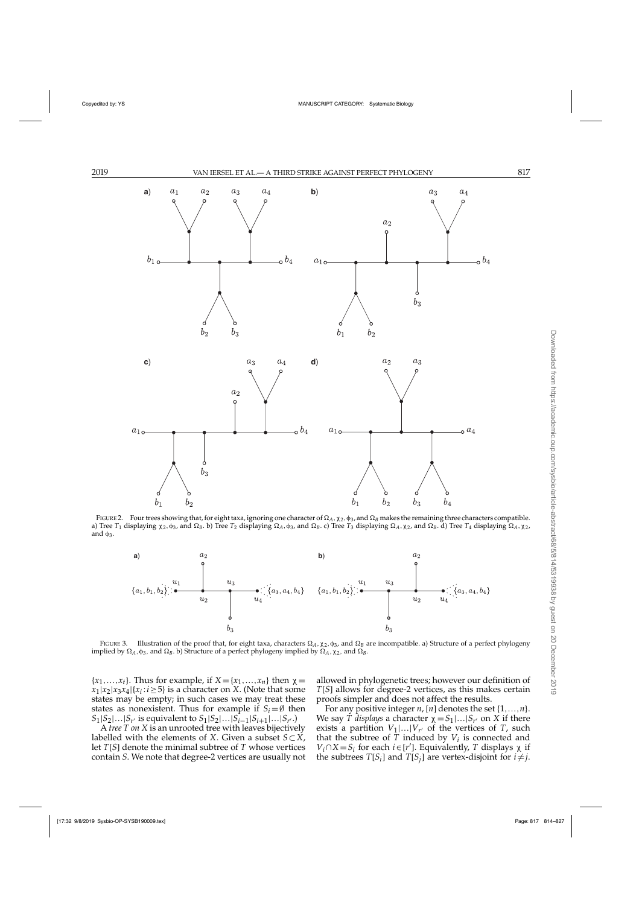FIGURE 2. Four trees showing that, for eight taxa, ignoring one character of $\Omega_A, \chi_2, \phi_3$, and $\Omega_B$ makes the remaining three characters compatible. a) Tree $T_1$ displaying $\chi_2, \phi_3$, and $\Omega_B$. b) Tree $T_2$ displaying $\Omega_A, \phi_3$, and $\Omega_B$. c) Tree $T_3$ displaying $\Omega_A, \chi_2$, and $\Omega_B$. d) Tree $T_4$ displaying $\Omega_A, \chi_2$, and $\phi_3$.

FIGURE 3. Illustration of the proof that, for eight taxa, characters $\Omega_A, \chi_2, \phi_3$, and $\Omega_B$ are incompatible. a) Structure of a perfect phylogeny implied by $\Omega_A, \phi_3$, and $\Omega_B$. b) Structure of a perfect phylogeny implied by $\Omega_A, \chi_2$, and $\Omega_B$.

$\{x_1,\ldots,x_t\}$. Thus for example, if $X=\{x_1,\ldots,x_n\}$ then $\chi = x_1|x_2|x_3x_4|\{x_i : i \geq 5\}$ is a character on $X$. (Note that some states may be empty; in such cases we may treat these states as nonexistent. Thus for example if $S_i = \emptyset$ then $S_1|S_2|\ldots|S_{r'}$ is equivalent to $S_1|S_2|\ldots|S_{i-1}|S_{i+1}|\ldots|S_{r'}$.)

A *tree T on X* is an unrooted tree with leaves bijectively labelled with the elements of $X$. Given a subset $S \subset X$, let $T[S]$ denote the minimal subtree of $T$ whose vertices contain $S$. We note that degree-2 vertices are usually not allowed in phylogenetic trees; however our definition of $T[S]$ allows for degree-2 vertices, as this makes certain proofs simpler and does not affect the results.

For any positive integer $n$, $[n]$ denotes the set $\{1,\ldots,n\}$. We say *T displays* a character $\chi = S_1|\ldots|S_{r'}$ on $X$ if there exists a partition $V_1|\ldots|V_{r'}$ of the vertices of $T$, such that the subtree of $T$ induced by $V_i$ is connected and $V_i \cap X = S_i$ for each $i \in [r']$. Equivalently, $T$ displays $\chi$ if the subtrees $T[S_i]$ and $T[S_j]$ are vertex-disjoint for $i \neq j$.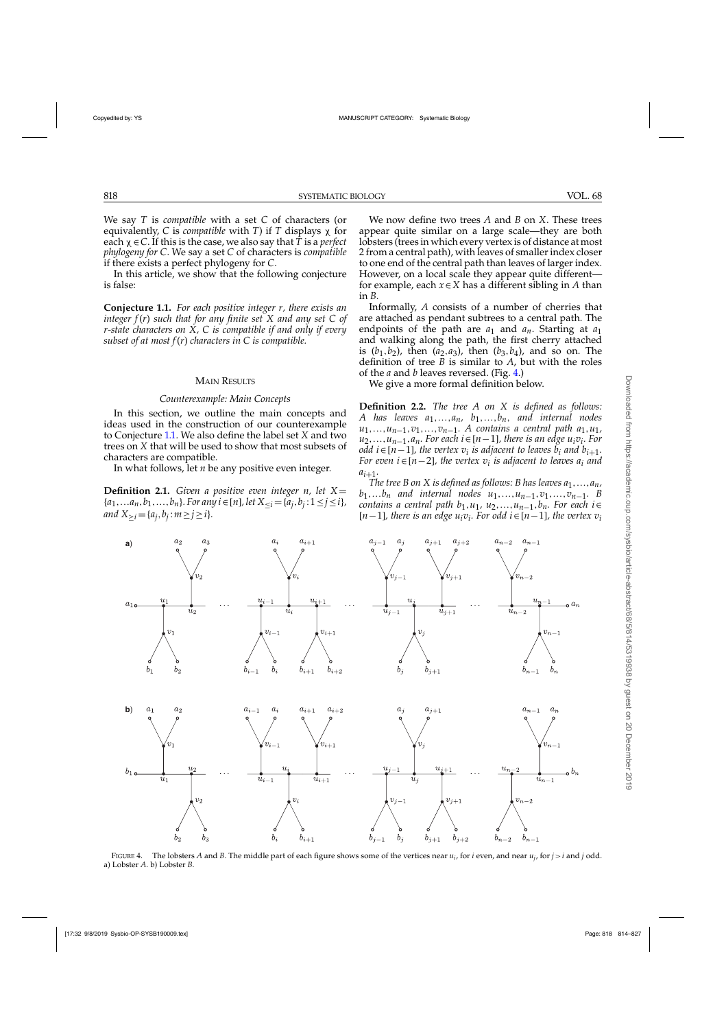We say $T$ is *compatible* with a set $C$ of characters (or equivalently, $C$ is *compatible* with $T$) if $T$ displays $\chi$ for each $\chi \in C$. If this is the case, we also say that $T$ is a *perfect phylogeny for* $C$. We say a set $C$ of characters is *compatible* if there exists a perfect phylogeny for $C$.

In this article, we show that the following conjecture is false:

**Conjecture 1.1.** *For each positive integer $r$, there exists an integer $f(r)$ such that for any finite set $X$ and any set $C$ of $r$-state characters on $X$, $C$ is compatible if and only if every subset of at most $f(r)$ characters in $C$ is compatible.*

## Main Results

### Counterexample: Main Concepts

In this section, we outline the main concepts and ideas used in the construction of our counterexample to Conjecture 1.1. We also define the label set $X$ and two trees on $X$ that will be used to show that most subsets of characters are compatible.

In what follows, let $n$ be any positive even integer.

**Definition 2.1.** *Given a positive even integer $n$, let $X = \{a_1, \ldots a_n, b_1, \ldots, b_n\}$. For any $i \in [n]$, let $X_{\leq i} = \{a_j, b_j : 1 \leq j \leq i\}$, and $X_{\geq i} = \{a_j, b_j : m \geq j \geq i\}$.*

We now define two trees $A$ and $B$ on $X$. These trees appear quite similar on a large scale—they are both lobsters (trees in which every vertex is of distance at most 2 from a central path), with leaves of smaller index closer to one end of the central path than leaves of larger index. However, on a local scale they appear quite different—for example, each $x \in X$ has a different sibling in $A$ than in $B$.

Informally, $A$ consists of a number of cherries that are attached as pendant subtrees to a central path. The endpoints of the path are $a_1$ and $a_n$. Starting at $a_1$ and walking along the path, the first cherry attached is $(b_1, b_2)$, then $(a_2, a_3)$, then $(b_3, b_4)$, and so on. The definition of tree $B$ is similar to $A$, but with the roles of the $a$ and $b$ leaves reversed. (Fig. 4.)

We give a more formal definition below.

**Definition 2.2.** *The tree $A$ on $X$ is defined as follows: $A$ has leaves $a_1, \ldots, a_n$, $b_1, \ldots, b_n$, and internal nodes $u_1, \ldots, u_{n-1}, v_1, \ldots, v_{n-1}$. $A$ contains a central path $a_1, u_1, u_2, \ldots, u_{n-1}, a_n$. For each $i \in [n-1]$, there is an edge $u_i v_i$. For odd $i \in [n-1]$, the vertex $v_i$ is adjacent to leaves $b_i$ and $b_{i+1}$. For even $i \in [n-2]$, the vertex $v_i$ is adjacent to leaves $a_i$ and $a_{i+1}$.*

*The tree $B$ on $X$ is defined as follows: $B$ has leaves $a_1, \ldots, a_n$, $b_1, \ldots b_n$ and internal nodes $u_1, \ldots, u_{n-1}, v_1, \ldots, v_{n-1}$. $B$ contains a central path $b_1, u_1, u_2, \ldots, u_{n-1}, b_n$. For each $i \in [n-1]$, there is an edge $u_i v_i$. For odd $i \in [n-1]$, the vertex $v_i$*

FIGURE 4. The lobsters $A$ and $B$. The middle part of each figure shows some of the vertices near $u_i$, for $i$ even, and near $u_j$, for $j > i$ and $j$ odd. a) Lobster $A$. b) Lobster $B$.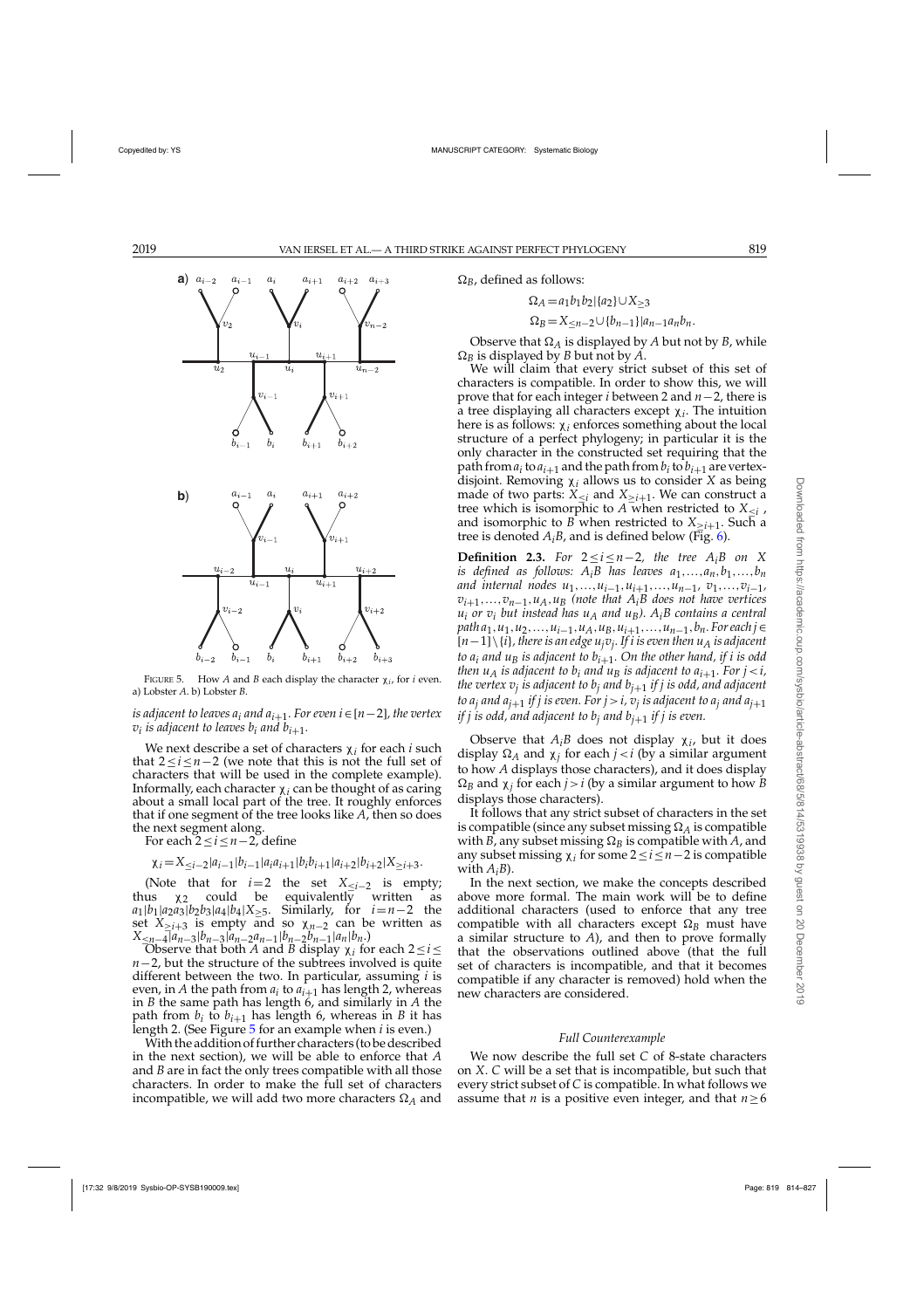FIGURE 5. How $A$ and $B$ each display the character $\chi_i$, for $i$ even. a) Lobster $A$. b) Lobster $B$.

*is adjacent to leaves* $a_i$ *and* $a_{i+1}$. *For even* $i \in [n-2]$, *the vertex* $v_i$ *is adjacent to leaves* $b_i$ *and* $b_{i+1}$.

We next describe a set of characters $\chi_i$ for each $i$ such that $2 \le i \le n-2$ (we note that this is not the full set of characters that will be used in the complete example). Informally, each character $\chi_i$ can be thought of as caring about a small local part of the tree. It roughly enforces that if one segment of the tree looks like $A$, then so does the next segment along.

For each $2 \le i \le n-2$, define

$$\chi_i = X_{\le i-2}|a_{i-1}|b_{i-1}|a_i a_{i+1}|b_i b_{i+1}|a_{i+2}|b_{i+2}|X_{\ge i+3}.$$

(Note that for $i=2$ the set $X_{\le i-2}$ is empty; thus $\chi_2$ could be equivalently written as $a_1|b_1|a_2a_3|b_2b_3|a_4|b_4|X_{\ge 5}$. Similarly, for $i=n-2$ the set $X_{\ge i+3}$ is empty and so $\chi_{n-2}$ can be written as $X_{\le n-4}|a_{n-3}|b_{n-3}|a_{n-2}a_{n-1}|b_{n-2}b_{n-1}|a_n|b_n$.)

Observe that both $A$ and $B$ display $\chi_i$ for each $2 \le i \le n-2$, but the structure of the subtrees involved is quite different between the two. In particular, assuming $i$ is even, in $A$ the path from $a_i$ to $a_{i+1}$ has length 2, whereas in $B$ the same path has length 6, and similarly in $A$ the path from $b_i$ to $b_{i+1}$ has length 6, whereas in $B$ it has length 2. (See Figure 5 for an example when $i$ is even.)

With the addition of further characters (to be described in the next section), we will be able to enforce that $A$ and $B$ are in fact the only trees compatible with all those characters. In order to make the full set of characters incompatible, we will add two more characters $\Omega_A$ and $\Omega_B$, defined as follows:

$$\Omega_A = a_1 b_1 b_2 | \{a_2\} \cup X_{\ge 3}$$

$$\Omega_B = X_{\le n-2} \cup \{b_{n-1}\} | a_{n-1} a_n b_n.$$

Observe that $\Omega_A$ is displayed by $A$ but not by $B$, while $\Omega_B$ is displayed by $B$ but not by $A$.

We will claim that every strict subset of this set of characters is compatible. In order to show this, we will prove that for each integer $i$ between 2 and $n-2$, there is a tree displaying all characters except $\chi_i$. The intuition here is as follows: $\chi_i$ enforces something about the local structure of a perfect phylogeny; in particular it is the only character in the constructed set requiring that the path from $a_i$ to $a_{i+1}$ and the path from $b_i$ to $b_{i+1}$ are vertex-disjoint. Removing $\chi_i$ allows us to consider $X$ as being made of two parts: $X_{\le i}$ and $X_{\ge i+1}$. We can construct a tree which is isomorphic to $A$ when restricted to $X_{\le i}$, and isomorphic to $B$ when restricted to $X_{\ge i+1}$. Such a tree is denoted $A_iB$, and is defined below (Fig. 6).

**Definition 2.3.** *For* $2 \le i \le n-2$, *the tree* $A_iB$ *on* $X$ *is defined as follows:* $A_iB$ *has leaves* $a_1, \ldots, a_n, b_1, \ldots, b_n$ *and internal nodes* $u_1, \ldots, u_{i-1}, u_{i+1}, \ldots, u_{n-1}$, $v_1, \ldots, v_{i-1}$, $v_{i+1}, \ldots, v_{n-1}, u_A, u_B$ *(note that* $A_iB$ *does not have vertices* $u_i$ *or* $v_i$ *but instead has* $u_A$ *and* $u_B$*).* $A_iB$ *contains a central path* $a_1, u_1, u_2, \ldots, u_{i-1}, u_A, u_B, u_{i+1}, \ldots, u_{n-1}, b_n$. *For each* $j \in [n-1] \setminus \{i\}$, *there is an edge* $u_j v_j$. *If* $i$ *is even then* $u_A$ *is adjacent to* $a_i$ *and* $u_B$ *is adjacent to* $b_{i+1}$. *On the other hand, if* $i$ *is odd then* $u_A$ *is adjacent to* $b_i$ *and* $u_B$ *is adjacent to* $a_{i+1}$. *For* $j < i$, *the vertex* $v_j$ *is adjacent to* $b_j$ *and* $b_{j+1}$ *if* $j$ *is odd, and adjacent to* $a_j$ *and* $a_{j+1}$ *if* $j$ *is even. For* $j > i$, $v_j$ *is adjacent to* $a_j$ *and* $a_{j+1}$ *if* $j$ *is odd, and adjacent to* $b_j$ *and* $b_{j+1}$ *if* $j$ *is even.*

Observe that $A_iB$ does not display $\chi_i$, but it does display $\Omega_A$ and $\chi_j$ for each $j < i$ (by a similar argument to how $A$ displays those characters), and it does display $\Omega_B$ and $\chi_j$ for each $j > i$ (by a similar argument to how $B$ displays those characters).

It follows that any strict subset of characters in the set is compatible (since any subset missing $\Omega_A$ is compatible with $B$, any subset missing $\Omega_B$ is compatible with $A$, and any subset missing $\chi_i$ for some $2 \le i \le n-2$ is compatible with $A_iB$).

In the next section, we make the concepts described above more formal. The main work will be to define additional characters (used to enforce that any tree compatible with all characters except $\Omega_B$ must have a similar structure to $A$), and then to prove formally that the observations outlined above (that the full set of characters is incompatible, and that it becomes compatible if any character is removed) hold when the new characters are considered.

### *Full Counterexample*

We now describe the full set $C$ of 8-state characters on $X$. $C$ will be a set that is incompatible, but such that every strict subset of $C$ is compatible. In what follows we assume that $n$ is a positive even integer, and that $n \ge 6$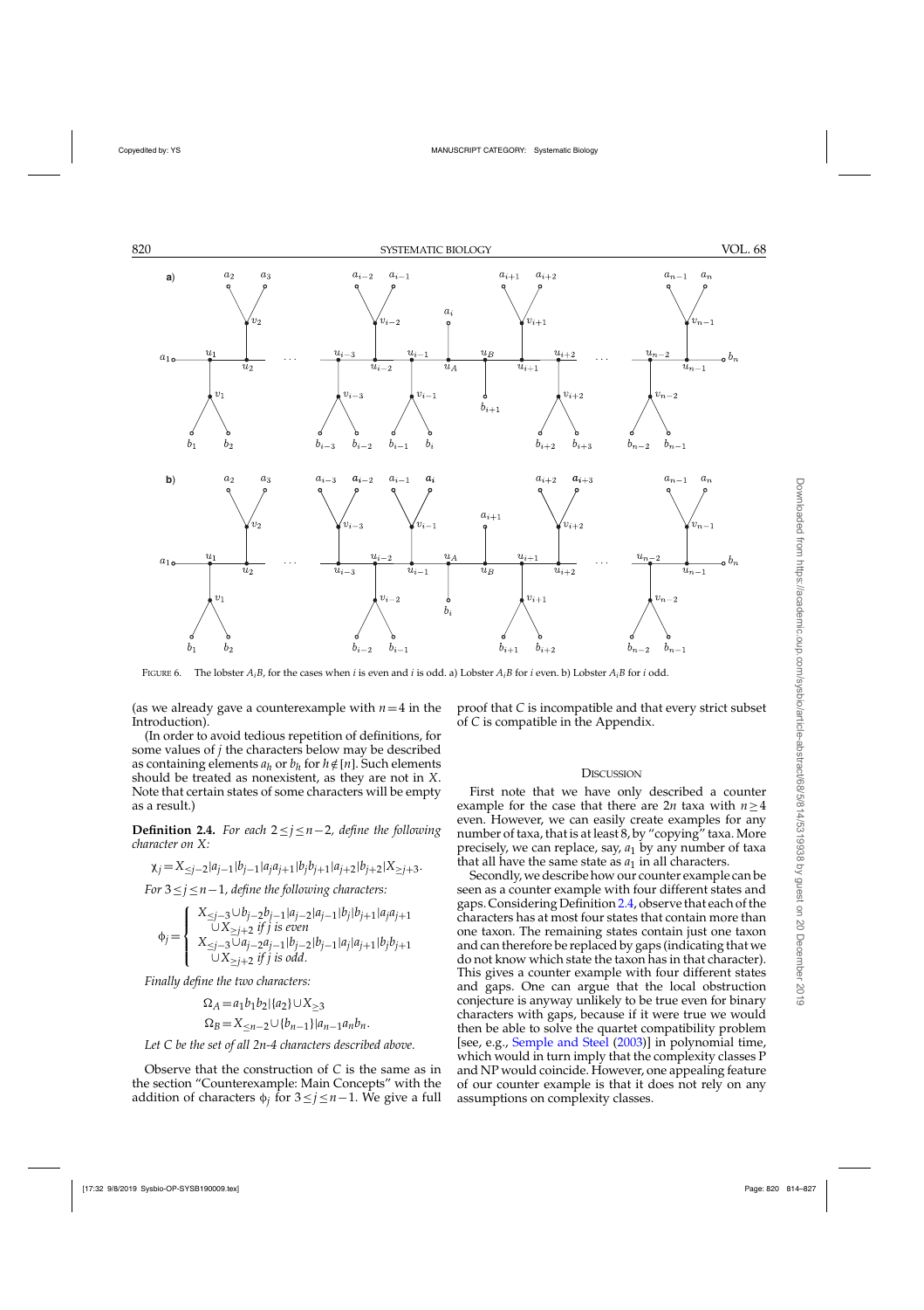FIGURE 6. The lobster $A_iB$, for the cases when $i$ is even and $i$ is odd. a) Lobster $A_iB$ for $i$ even. b) Lobster $A_iB$ for $i$ odd.

(as we already gave a counterexample with $n=4$ in the Introduction).

(In order to avoid tedious repetition of definitions, for some values of $j$ the characters below may be described as containing elements $a_h$ or $b_h$ for $h \notin [n]$. Such elements should be treated as nonexistent, as they are not in $X$. Note that certain states of some characters will be empty as a result.)

**Definition 2.4.** *For each $2 \leq j \leq n-2$, define the following character on X:*

$$\chi_j = X_{\leq j-2} | a_{j-1} | b_{j-1} | a_j a_{j+1} | b_j b_{j+1} | a_{j+2} | b_{j+2} | X_{\geq j+3}.$$

*For $3 \leq j \leq n-1$, define the following characters:*

$$\phi_j = \begin{cases} X_{\leq j-3} \cup b_{j-2} b_{j-1} | a_{j-2} | a_{j-1} | b_j | b_{j+1} | a_j a_{j+1} \\ \quad \cup X_{\geq j+2} \text{ if } j \text{ is even} \\ X_{\leq j-3} \cup a_{j-2} a_{j-1} | b_{j-2} | b_{j-1} | a_j | a_{j+1} | b_j b_{j+1} \\ \quad \cup X_{\geq j+2} \text{ if } j \text{ is odd.} \end{cases}$$

*Finally define the two characters:*

$$\Omega_A = a_1 b_1 b_2 | \{a_2\} \cup X_{\geq 3}$$
$$\Omega_B = X_{\leq n-2} \cup \{b_{n-1}\} | a_{n-1} a_n b_n.$$

*Let C be the set of all 2n-4 characters described above.*

Observe that the construction of $C$ is the same as in the section "Counterexample: Main Concepts" with the addition of characters $\phi_j$ for $3 \leq j \leq n-1$. We give a full proof that $C$ is incompatible and that every strict subset of $C$ is compatible in the Appendix.

## Discussion

First note that we have only described a counter example for the case that there are $2n$ taxa with $n \geq 4$ even. However, we can easily create examples for any number of taxa, that is at least 8, by "copying" taxa. More precisely, we can replace, say, $a_1$ by any number of taxa that all have the same state as $a_1$ in all characters.

Secondly, we describe how our counter example can be seen as a counter example with four different states and gaps. Considering Definition 2.4, observe that each of the characters has at most four states that contain more than one taxon. The remaining states contain just one taxon and can therefore be replaced by gaps (indicating that we do not know which state the taxon has in that character). This gives a counter example with four different states and gaps. One can argue that the local obstruction conjecture is anyway unlikely to be true even for binary characters with gaps, because if it were true we would then be able to solve the quartet compatibility problem [see, e.g., Semple and Steel (2003)] in polynomial time, which would in turn imply that the complexity classes P and NP would coincide. However, one appealing feature of our counter example is that it does not rely on any assumptions on complexity classes.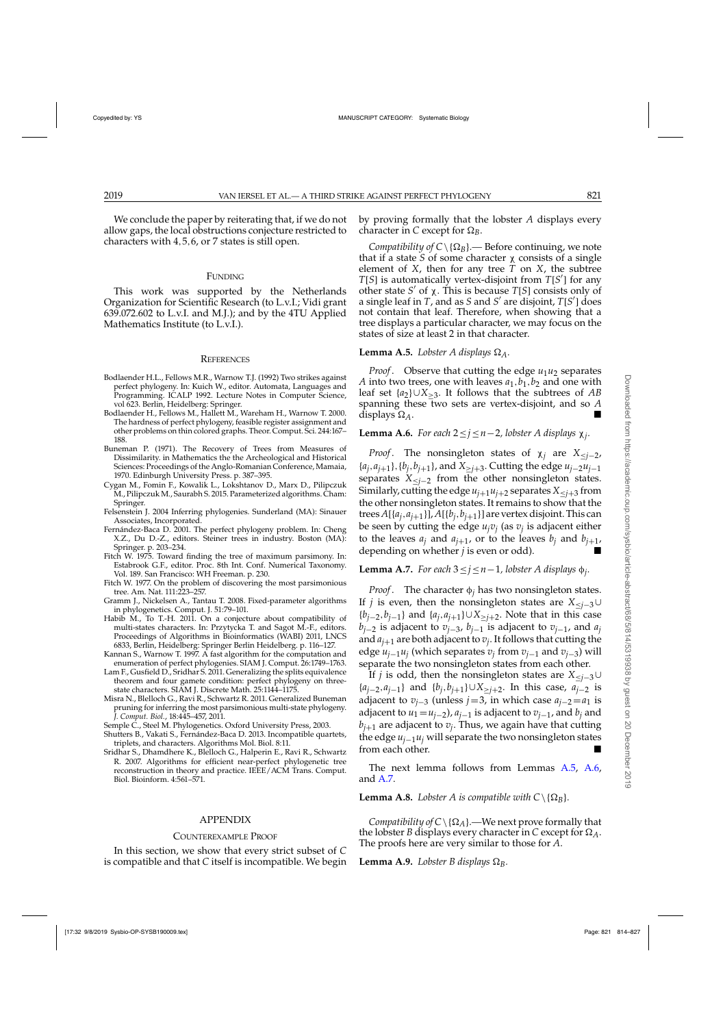We conclude the paper by reiterating that, if we do not allow gaps, the local obstructions conjecture restricted to characters with 4, 5, 6, or 7 states is still open.

## Funding

This work was supported by the Netherlands Organization for Scientific Research (to L.v.I.; Vidi grant 639.072.602 to L.v.I. and M.J.); and by the 4TU Applied Mathematics Institute (to L.v.I.).

## References

Bodlaender H.L., Fellows M.R., Warnow T.J. (1992) Two strikes against perfect phylogeny. In: Kuich W., editor. Automata, Languages and Programming. ICALP 1992. Lecture Notes in Computer Science, vol 623. Berlin, Heidelberg: Springer.

Bodlaender H., Fellows M., Hallett M., Wareham H., Warnow T. 2000. The hardness of perfect phylogeny, feasible register assignment and other problems on thin colored graphs. Theor. Comput. Sci. 244:167–188.

Buneman P. (1971). The Recovery of Trees from Measures of Dissimilarity. in Mathematics the the Archeological and Historical Sciences: Proceedings of the Anglo-Romanian Conference, Mamaia, 1970. Edinburgh University Press. p. 387–395.

Cygan M., Fomin F., Kowalik L., Lokshtanov D., Marx D., Pilipczuk M., Pilipczuk M., Saurabh S. 2015. Parameterized algorithms. Cham: Springer.

Felsenstein J. 2004 Inferring phylogenies. Sunderland (MA): Sinauer Associates, Incorporated.

Fernández-Baca D. 2001. The perfect phylogeny problem. In: Cheng X.Z., Du D.-Z., editors. Steiner trees in industry. Boston (MA): Springer. p. 203–234.

Fitch W. 1975. Toward finding the tree of maximum parsimony. In: Estabrook G.F., editor. Proc. 8th Int. Conf. Numerical Taxonomy. Vol. 189. San Francisco: WH Freeman. p. 230.

Fitch W. 1977. On the problem of discovering the most parsimonious tree. Am. Nat. 111:223–257.

Gramm J., Nickelsen A., Tantau T. 2008. Fixed-parameter algorithms in phylogenetics. Comput. J. 51:79–101.

Habib M., To T.-H. 2011. On a conjecture about compatibility of multi-states characters. In: Przytycka T. and Sagot M.-F., editors. Proceedings of Algorithms in Bioinformatics (WABI) 2011, LNCS 6833, Berlin, Heidelberg: Springer Berlin Heidelberg. p. 116–127.

Kannan S., Warnow T. 1997. A fast algorithm for the computation and enumeration of perfect phylogenies. SIAM J. Comput. 26:1749–1763.

Lam F., Gusfield D., Sridhar S. 2011. Generalizing the splits equivalence theorem and four gamete condition: perfect phylogeny on three-state characters. SIAM J. Discrete Math. 25:1144–1175.

Misra N., Blelloch G., Ravi R., Schwartz R. 2011. Generalized Buneman pruning for inferring the most parsimonious multi-state phylogeny. *J. Comput. Biol.*, 18:445–457, 2011.

Semple C., Steel M. Phylogenetics. Oxford University Press, 2003.

Shutters B., Vakati S., Fernández-Baca D. 2013. Incompatible quartets, triplets, and characters. Algorithms Mol. Biol. 8:11.

Sridhar S., Dhamdhere K., Blelloch G., Halperin E., Ravi R., Schwartz R. 2007. Algorithms for efficient near-perfect phylogenetic tree reconstruction in theory and practice. IEEE/ACM Trans. Comput. Biol. Bioinform. 4:561–571.

## Appendix

### Counterexample Proof

In this section, we show that every strict subset of $C$ is compatible and that $C$ itself is incompatible. We begin by proving formally that the lobster $A$ displays every character in $C$ except for $\Omega_B$.

*Compatibility of $C\setminus\{\Omega_B\}$.*— Before continuing, we note that if a state $S$ of some character $\chi$ consists of a single element of $X$, then for any tree $T$ on $X$, the subtree $T[S]$ is automatically vertex-disjoint from $T[S']$ for any other state $S'$ of $\chi$. This is because $T[S]$ consists only of a single leaf in $T$, and as $S$ and $S'$ are disjoint, $T[S']$ does not contain that leaf. Therefore, when showing that a tree displays a particular character, we may focus on the states of size at least 2 in that character.

**Lemma A.5.** *Lobster $A$ displays $\Omega_A$.*

*Proof*. Observe that cutting the edge $u_1u_2$ separates $A$ into two trees, one with leaves $a_1, b_1, b_2$ and one with leaf set $\{a_2\}\cup X_{\geq 3}$. It follows that the subtrees of $AB$ spanning these two sets are vertex-disjoint, and so $A$ displays $\Omega_A$. ∎

**Lemma A.6.** *For each $2\leq j\leq n-2$, lobster $A$ displays $\chi_j$.*

*Proof*. The nonsingleton states of $\chi_j$ are $X_{\leq j-2}$, $\{a_j, a_{j+1}\}, \{b_j, b_{j+1}\}$, and $X_{\geq j+3}$. Cutting the edge $u_{j-2}u_{j-1}$ separates $X_{\leq j-2}$ from the other nonsingleton states. Similarly, cutting the edge $u_{j+1}u_{j+2}$ separates $X_{\leq j+3}$ from the other nonsingleton states. It remains to show that the trees $A[\{a_j, a_{j+1}\}], A[\{b_j, b_{j+1}\}]$ are vertex disjoint. This can be seen by cutting the edge $u_jv_j$ (as $v_j$ is adjacent either to the leaves $a_j$ and $a_{j+1}$, or to the leaves $b_j$ and $b_{j+1}$, depending on whether $j$ is even or odd). ∎

**Lemma A.7.** *For each $3\leq j\leq n-1$, lobster $A$ displays $\phi_j$.*

*Proof*. The character $\phi_j$ has two nonsingleton states. If $j$ is even, then the nonsingleton states are $X_{\leq j-3}\cup\{b_{j-2}, b_{j-1}\}$ and $\{a_j, a_{j+1}\}\cup X_{\geq j+2}$. Note that in this case $b_{j-2}$ is adjacent to $v_{j-3}$, $b_{j-1}$ is adjacent to $v_{j-1}$, and $a_j$ and $a_{j+1}$ are both adjacent to $v_j$. It follows that cutting the edge $u_{j-1}u_j$ (which separates $v_j$ from $v_{j-1}$ and $v_{j-3}$) will separate the two nonsingleton states from each other.

If $j$ is odd, then the nonsingleton states are $X_{\leq j-3}\cup\{a_{j-2}, a_{j-1}\}$ and $\{b_j, b_{j+1}\}\cup X_{\geq j+2}$. In this case, $a_{j-2}$ is adjacent to $v_{j-3}$ (unless $j=3$, in which case $a_{j-2}=a_1$ is adjacent to $u_1=u_{j-2}$), $a_{j-1}$ is adjacent to $v_{j-1}$, and $b_j$ and $b_{j+1}$ are adjacent to $v_j$. Thus, we again have that cutting the edge $u_{j-1}u_j$ will separate the two nonsingleton states from each other. ∎

The next lemma follows from Lemmas A.5, A.6, and A.7.

**Lemma A.8.** *Lobster $A$ is compatible with $C\setminus\{\Omega_B\}$.*

*Compatibility of $C\setminus\{\Omega_A\}$.*—We next prove formally that the lobster $B$ displays every character in $C$ except for $\Omega_A$. The proofs here are very similar to those for $A$.

**Lemma A.9.** *Lobster $B$ displays $\Omega_B$.*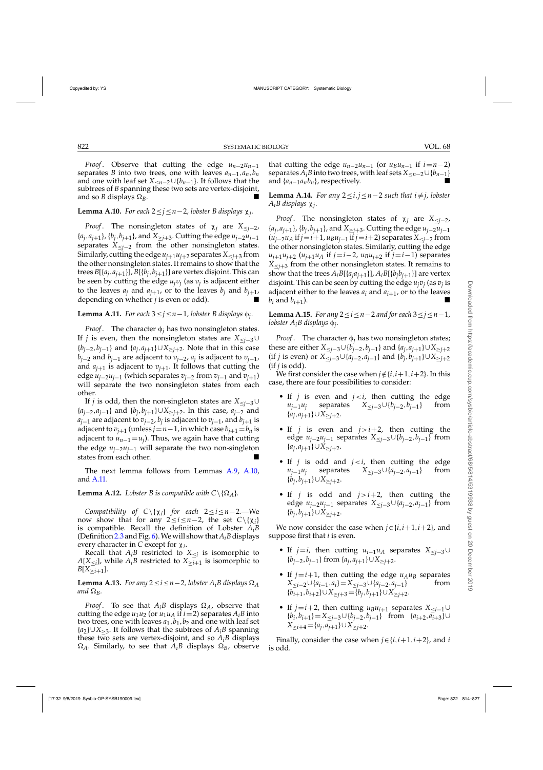*Proof*. Observe that cutting the edge $u_{n-2}u_{n-1}$ separates $B$ into two trees, one with leaves $a_{n-1}, a_n, b_n$ and one with leaf set $X_{\leq n-2} \cup \{b_{n-1}\}$. It follows that the subtrees of $B$ spanning these two sets are vertex-disjoint, and so $B$ displays $\Omega_B$. ■

**Lemma A.10.** *For each $2 \leq j \leq n-2$, lobster $B$ displays $\chi_j$.*

*Proof*. The nonsingleton states of $\chi_j$ are $X_{\leq j-2}$, $\{a_j, a_{j+1}\}$, $\{b_j, b_{j+1}\}$, and $X_{\geq j+3}$. Cutting the edge $u_{j-2}u_{j-1}$ separates $X_{\leq j-2}$ from the other nonsingleton states. Similarly, cutting the edge $u_{j+1}u_{j+2}$ separates $X_{\leq j+3}$ from the other nonsingleton states. It remains to show that the trees $B[\{a_j, a_{j+1}\}]$, $B[\{b_j, b_{j+1}\}]$ are vertex disjoint. This can be seen by cutting the edge $u_jv_j$ (as $v_j$ is adjacent either to the leaves $a_j$ and $a_{j+1}$, or to the leaves $b_j$ and $b_{j+1}$, depending on whether $j$ is even or odd). ■

**Lemma A.11.** *For each $3 \leq j \leq n-1$, lobster $B$ displays $\phi_j$.*

*Proof*. The character $\phi_j$ has two nonsingleton states. If $j$ is even, then the nonsingleton states are $X_{\leq j-3} \cup \{b_{j-2}, b_{j-1}\}$ and $\{a_j, a_{j+1}\} \cup X_{\geq j+2}$. Note that in this case $b_{j-2}$ and $b_{j-1}$ are adjacent to $v_{j-2}$, $a_j$ is adjacent to $v_{j-1}$, and $a_{j+1}$ is adjacent to $v_{j+1}$. It follows that cutting the edge $u_{j-2}u_{j-1}$ (which separates $v_{j-2}$ from $v_{j-1}$ and $v_{j+1}$) will separate the two nonsingleton states from each other.

If $j$ is odd, then the non-singleton states are $X_{\leq j-3} \cup \{a_{j-2}, a_{j-1}\}$ and $\{b_j, b_{j+1}\} \cup X_{\geq j+2}$. In this case, $a_{j-2}$ and $a_{j-1}$ are adjacent to $v_{j-2}$, $b_j$ is adjacent to $v_{j-1}$, and $b_{j+1}$ is adjacent to $v_{j+1}$ (unless $j = n-1$, in which case $b_{j+1} = b_n$ is adjacent to $u_{n-1} = u_j$). Thus, we again have that cutting the edge $u_{j-2}u_{j-1}$ will separate the two non-singleton states from each other. ■

The next lemma follows from Lemmas A.9, A.10, and A.11.

**Lemma A.12.** *Lobster $B$ is compatible with $C \setminus \{\Omega_A\}$.*

*Compatibility of $C \setminus \{\chi_i\}$ for each $2 \leq i \leq n-2$.*—We now show that for any $2 \leq i \leq n-2$, the set $C \setminus \{\chi_i\}$ is compatible. Recall the definition of Lobster $A_iB$ (Definition 2.3 and Fig. 6). We will show that $A_iB$ displays every character in $C$ except for $\chi_i$.

Recall that $A_iB$ restricted to $X_{\leq i}$ is isomorphic to $A[X_{\leq i}]$, while $A_iB$ restricted to $X_{\geq i+1}$ is isomorphic to $B[X_{\geq i+1}]$.

**Lemma A.13.** *For any $2 \leq i \leq n-2$, lobster $A_iB$ displays $\Omega_A$ and $\Omega_B$.*

*Proof*. To see that $A_iB$ displays $\Omega_A$, observe that cutting the edge $u_1u_2$ (or $u_1u_A$ if $i=2$) separates $A_iB$ into two trees, one with leaves $a_1, b_1, b_2$ and one with leaf set $\{a_2\} \cup X_{\geq 3}$. It follows that the subtrees of $A_iB$ spanning these two sets are vertex-disjoint, and so $A_iB$ displays $\Omega_A$. Similarly, to see that $A_iB$ displays $\Omega_B$, observe that cutting the edge $u_{n-2}u_{n-1}$ (or $u_Bu_{n-1}$ if $i = n-2$) separates $A_iB$ into two trees, with leaf sets $X_{\leq n-2} \cup \{b_{n-1}\}$ and $\{a_{n-1}a_nb_n\}$, respectively. ■

**Lemma A.14.** *For any $2 \leq i, j \leq n-2$ such that $i \neq j$, lobster $A_iB$ displays $\chi_j$.*

*Proof*. The nonsingleton states of $\chi_j$ are $X_{\leq j-2}$, $\{a_j, a_{j+1}\}$, $\{b_j, b_{j+1}\}$, and $X_{\geq j+3}$. Cutting the edge $u_{j-2}u_{j-1}$ ($u_{j-2}u_A$ if $j = i+1$, $u_Bu_{j-1}$ if $j = i+2$) separates $X_{\leq j-2}$ from the other nonsingleton states. Similarly, cutting the edge $u_{j+1}u_{j+2}$ ($u_{j+1}u_A$ if $j = i-2$, $u_Bu_{j+2}$ if $j = i-1$) separates $X_{\leq j+3}$ from the other nonsingleton states. It remains to show that the trees $A_iB[\{a_ja_{j+1}\}]$, $A_iB[\{b_jb_{j+1}\}]$ are vertex disjoint. This can be seen by cutting the edge $u_jv_j$ (as $v_j$ is adjacent either to the leaves $a_i$ and $a_{i+1}$, or to the leaves $b_i$ and $b_{i+1}$). ■

**Lemma A.15.** *For any $2 \leq i \leq n-2$ and for each $3 \leq j \leq n-1$, lobster $A_iB$ displays $\phi_j$.*

*Proof*. The character $\phi_j$ has two nonsingleton states; these are either $X_{\leq j-3} \cup \{b_{j-2}, b_{j-1}\}$ and $\{a_j, a_{j+1}\} \cup X_{\geq j+2}$ (if $j$ is even) or $X_{\leq j-3} \cup \{a_{j-2}, a_{j-1}\}$ and $\{b_j, b_{j+1}\} \cup X_{\geq j+2}$ (if $j$ is odd).

We first consider the case when $j \notin \{i, i+1, i+2\}$. In this case, there are four possibilities to consider:

- If $j$ is even and $j < i$, then cutting the edge $u_{j-1}u_j$ separates $X_{\leq j-3} \cup \{b_{j-2}, b_{j-1}\}$ from $\{a_j, a_{j+1}\} \cup X_{\geq j+2}$.
- If $j$ is even and $j > i+2$, then cutting the edge $u_{j-2}u_{j-1}$ separates $X_{\leq j-3} \cup \{b_{j-2}, b_{j-1}\}$ from $\{a_j, a_{j+1}\} \cup X_{\geq j+2}$.
- If $j$ is odd and $j < i$, then cutting the edge $u_{j-1}u_j$ separates $X_{\leq j-3} \cup \{a_{j-2}, a_{j-1}\}$ from $\{b_j, b_{j+1}\} \cup X_{\geq j+2}$.
- If $j$ is odd and $j > i+2$, then cutting the edge $u_{j-2}u_{j-1}$ separates $X_{\leq j-3} \cup \{a_{j-2}, a_{j-1}\}$ from $\{b_j, b_{j+1}\} \cup X_{\geq j+2}$.

We now consider the case when $j \in \{i, i+1, i+2\}$, and suppose first that $i$ is even.

- If $j = i$, then cutting $u_{i-1}u_A$ separates $X_{\leq j-3} \cup \{b_{j-2}, b_{j-1}\}$ from $\{a_j, a_{j+1}\} \cup X_{\geq j+2}$.
- If $j = i+1$, then cutting the edge $u_Au_B$ separates $X_{\leq i-2} \cup \{a_{i-1}, a_i\} = X_{\leq j-3} \cup \{a_{j-2}, a_{j-1}\}$ from $\{b_{i+1}, b_{i+2}\} \cup X_{\geq i+3} = \{b_j, b_{j+1}\} \cup X_{\geq j+2}$.
- If $j = i+2$, then cutting $u_Bu_{i+1}$ separates $X_{\leq i-1} \cup \{b_i, b_{i+1}\} = X_{\leq j-3} \cup \{b_{j-2}, b_{j-1}\}$ from $\{a_{i+2}, a_{i+3}\} \cup X_{\geq i+4} = \{a_j, a_{j+1}\} \cup X_{\geq j+2}$.

Finally, consider the case when $j \in \{i, i+1, i+2\}$, and $i$ is odd.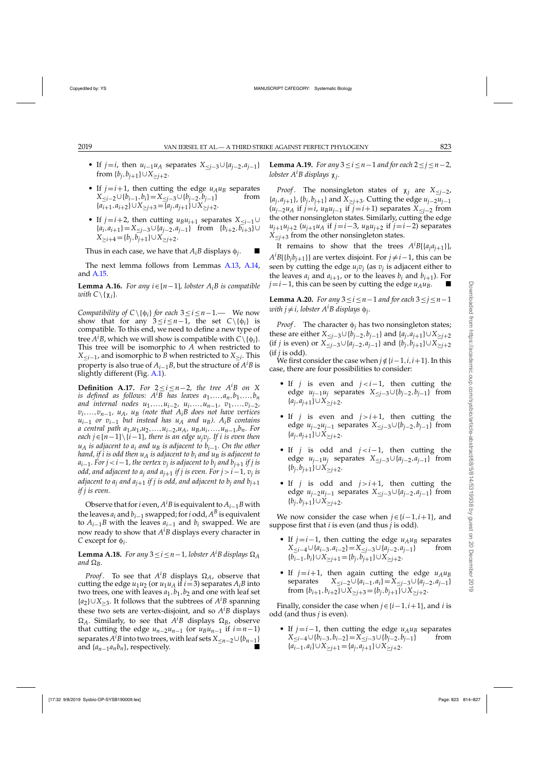- If $j=i$, then $u_{i-1}u_A$ separates $X_{\leq j-3}\cup\{a_{j-2},a_{j-1}\}$ from $\{b_j,b_{j+1}\}\cup X_{\geq j+2}$.
- If $j=i+1$, then cutting the edge $u_Au_B$ separates $X_{\leq i-2}\cup\{b_{i-1},b_i\}=X_{\leq j-3}\cup\{b_{j-2},b_{j-1}\}$ from $\{a_{i+1},a_{i+2}\}\cup X_{\geq j+3}=\{a_j,a_{j+1}\}\cup X_{\geq j+2}$.
- If $j=i+2$, then cutting $u_Bu_{i+1}$ separates $X_{\leq i-1}\cup\{a_i,a_{i+1}\}=X_{\leq j-3}\cup\{a_{j-2},a_{j-1}\}$ from $\{b_{i+2},b_{i+3}\}\cup X_{\geq i+4}=\{b_j,b_{j+1}\}\cup X_{\geq j+2}$.

Thus in each case, we have that $A_iB$ displays $\phi_j$. ■

The next lemma follows from Lemmas A.13, A.14, and A.15.

**Lemma A.16.** *For any $i\in[n-1]$, lobster $A_iB$ is compatible with $C\setminus\{\chi_i\}$.*

*Compatibility of $C\setminus\{\phi_i\}$ for each $3\leq i\leq n-1$.*— We now show that for any $3\leq i\leq n-1$, the set $C\setminus\{\phi_i\}$ is compatible. To this end, we need to define a new type of tree $A^iB$, which we will show is compatible with $C\setminus\{\phi_i\}$. This tree will be isomorphic to $A$ when restricted to $X_{\leq i-1}$, and isomorphic to $B$ when restricted to $X_{\geq i}$. This property is also true of $A_{i-1}B$, but the structure of $A^iB$ is slightly different (Fig. A.1).

**Definition A.17.** *For $2\leq i\leq n-2$, the tree $A^iB$ on $X$ is defined as follows: $A^iB$ has leaves $a_1,\ldots,a_n,b_1,\ldots,b_n$ and internal nodes $u_1,\ldots,u_{i-2}$, $u_i,\ldots,u_{n-1}$, $v_1,\ldots,v_{i-2}$, $v_i,\ldots,v_{n-1}$, $u_A$, $u_B$ (note that $A_iB$ does not have vertices $u_{i-1}$ or $v_{i-1}$ but instead has $u_A$ and $u_B$). $A_iB$ contains a central path $a_1,u_1,u_2,\ldots,u_{i-2},u_A$, $u_B,u_i,\ldots,u_{n-1},b_n$. For each $j\in[n-1]\setminus\{i-1\}$, there is an edge $u_jv_j$. If $i$ is even then $u_A$ is adjacent to $a_i$ and $u_B$ is adjacent to $b_{i-1}$. On the other hand, if $i$ is odd then $u_A$ is adjacent to $b_i$ and $u_B$ is adjacent to $a_{i-1}$. For $j<i-1$, the vertex $v_j$ is adjacent to $b_j$ and $b_{j+1}$ if $j$ is odd, and adjacent to $a_j$ and $a_{j+1}$ if $j$ is even. For $j>i-1$, $v_j$ is adjacent to $a_j$ and $a_{j+1}$ if $j$ is odd, and adjacent to $b_j$ and $b_{j+1}$ if $j$ is even.*

Observe that for $i$ even, $A^iB$ is equivalent to $A_{i-1}B$ with the leaves $a_i$ and $b_{i-1}$ swapped; for $i$ odd, $A^B$ is equivalent to $A_{i-1}B$ with the leaves $a_{i-1}$ and $b_i$ swapped. We are now ready to show that $A^iB$ displays every character in $C$ except for $\phi_i$.

**Lemma A.18.** *For any $3\leq i\leq n-1$, lobster $A^iB$ displays $\Omega_A$ and $\Omega_B$.*

*Proof*. To see that $A^iB$ displays $\Omega_A$, observe that cutting the edge $u_1u_2$ (or $u_1u_A$ if $i=3$) separates $A_iB$ into two trees, one with leaves $a_1,b_1,b_2$ and one with leaf set $\{a_2\}\cup X_{\geq 3}$. It follows that the subtrees of $A^iB$ spanning these two sets are vertex-disjoint, and so $A^iB$ displays $\Omega_A$. Similarly, to see that $A^iB$ displays $\Omega_B$, observe that cutting the edge $u_{n-2}u_{n-1}$ (or $u_Bu_{n-1}$ if $i=n-1$) separates $A^iB$ into two trees, with leaf sets $X_{\leq n-2}\cup\{b_{n-1}\}$ and $\{a_{n-1}a_nb_n\}$, respectively. ■

**Lemma A.19.** *For any $3\leq i\leq n-1$ and for each $2\leq j\leq n-2$, lobster $A^iB$ displays $\chi_j$.*

*Proof*. The nonsingleton states of $\chi_j$ are $X_{\leq j-2}$, $\{a_j,a_{j+1}\}$, $\{b_j,b_{j+1}\}$ and $X_{\geq j+3}$. Cutting the edge $u_{j-2}u_{j-1}$ ($u_{j-2}u_A$ if $j=i$, $u_Bu_{j-1}$ if $j=i+1$) separates $X_{\leq j-2}$ from the other nonsingleton states. Similarly, cutting the edge $u_{j+1}u_{j+2}$ ($u_{j+1}u_A$ if $j=i-3$, $u_Bu_{j+2}$ if $j=i-2$) separates $X_{\leq j+3}$ from the other nonsingleton states.

It remains to show that the trees $A^iB[\{a_ja_{j+1}\}]$, $A^iB[\{b_jb_{j+1}\}]$ are vertex disjoint. For $j\neq i-1$, this can be seen by cutting the edge $u_jv_j$ (as $v_j$ is adjacent either to the leaves $a_i$ and $a_{i+1}$, or to the leaves $b_i$ and $b_{i+1}$). For $j=i-1$, this can be seen by cutting the edge $u_Au_B$. ■

**Lemma A.20.** *For any $3\leq i\leq n-1$ and for each $3\leq j\leq n-1$ with $j\neq i$, lobster $A^iB$ displays $\phi_j$.*

*Proof*. The character $\phi_j$ has two nonsingleton states; these are either $X_{\leq j-3}\cup\{b_{j-2},b_{j-1}\}$ and $\{a_j,a_{j+1}\}\cup X_{\geq j+2}$ (if $j$ is even) or $X_{\leq j-3}\cup\{a_{j-2},a_{j-1}\}$ and $\{b_j,b_{j+1}\}\cup X_{\geq j+2}$ (if $j$ is odd).

We first consider the case when $j\notin\{i-1,i,i+1\}$. In this case, there are four possibilities to consider:

- If $j$ is even and $j<i-1$, then cutting the edge $u_{j-1}u_j$ separates $X_{\leq j-3}\cup\{b_{j-2},b_{j-1}\}$ from $\{a_j,a_{j+1}\}\cup X_{\geq j+2}$.
- If $j$ is even and $j>i+1$, then cutting the edge $u_{j-2}u_{j-1}$ separates $X_{\leq j-3}\cup\{b_{j-2},b_{j-1}\}$ from $\{a_j,a_{j+1}\}\cup X_{\geq j+2}$.
- If $j$ is odd and $j<i-1$, then cutting the edge $u_{j-1}u_j$ separates $X_{\leq j-3}\cup\{a_{j-2},a_{j-1}\}$ from $\{b_j,b_{j+1}\}\cup X_{\geq j+2}$.
- If $j$ is odd and $j>i+1$, then cutting the edge $u_{j-2}u_{j-1}$ separates $X_{\leq j-3}\cup\{a_{j-2},a_{j-1}\}$ from $\{b_j,b_{j+1}\}\cup X_{\geq j+2}$.

We now consider the case when $j\in\{i-1,i+1\}$, and suppose first that $i$ is even (and thus $j$ is odd).

- If $j=i-1$, then cutting the edge $u_Au_B$ separates $X_{\leq i-4}\cup\{a_{i-3},a_{i-2}\}=X_{\leq j-3}\cup\{a_{j-2},a_{j-1}\}$ from $\{b_{i-1},b_i\}\cup X_{\geq j+1}=\{b_j,b_{j+1}\}\cup X_{\geq j+2}$.
- If $j=i+1$, then again cutting the edge $u_Au_B$ separates $X_{\leq i-2}\cup\{a_{i-1},a_i\}=X_{\leq j-3}\cup\{a_{j-2},a_{j-1}\}$ from $\{b_{i+1},b_{i+2}\}\cup X_{\geq i+3}=\{b_j,b_{j+1}\}\cup X_{\geq j+2}$.

Finally, consider the case when $j\in\{i-1,i+1\}$, and $i$ is odd (and thus $j$ is even).

- If $j=i-1$, then cutting the edge $u_Au_B$ separates $X_{\leq i-4}\cup\{b_{i-3},b_{i-2}\}=X_{\leq j-3}\cup\{b_{j-2},b_{j-1}\}$ from $\{a_{i-1},a_i\}\cup X_{\geq j+1}=\{a_j,a_{j+1}\}\cup X_{\geq j+2}$.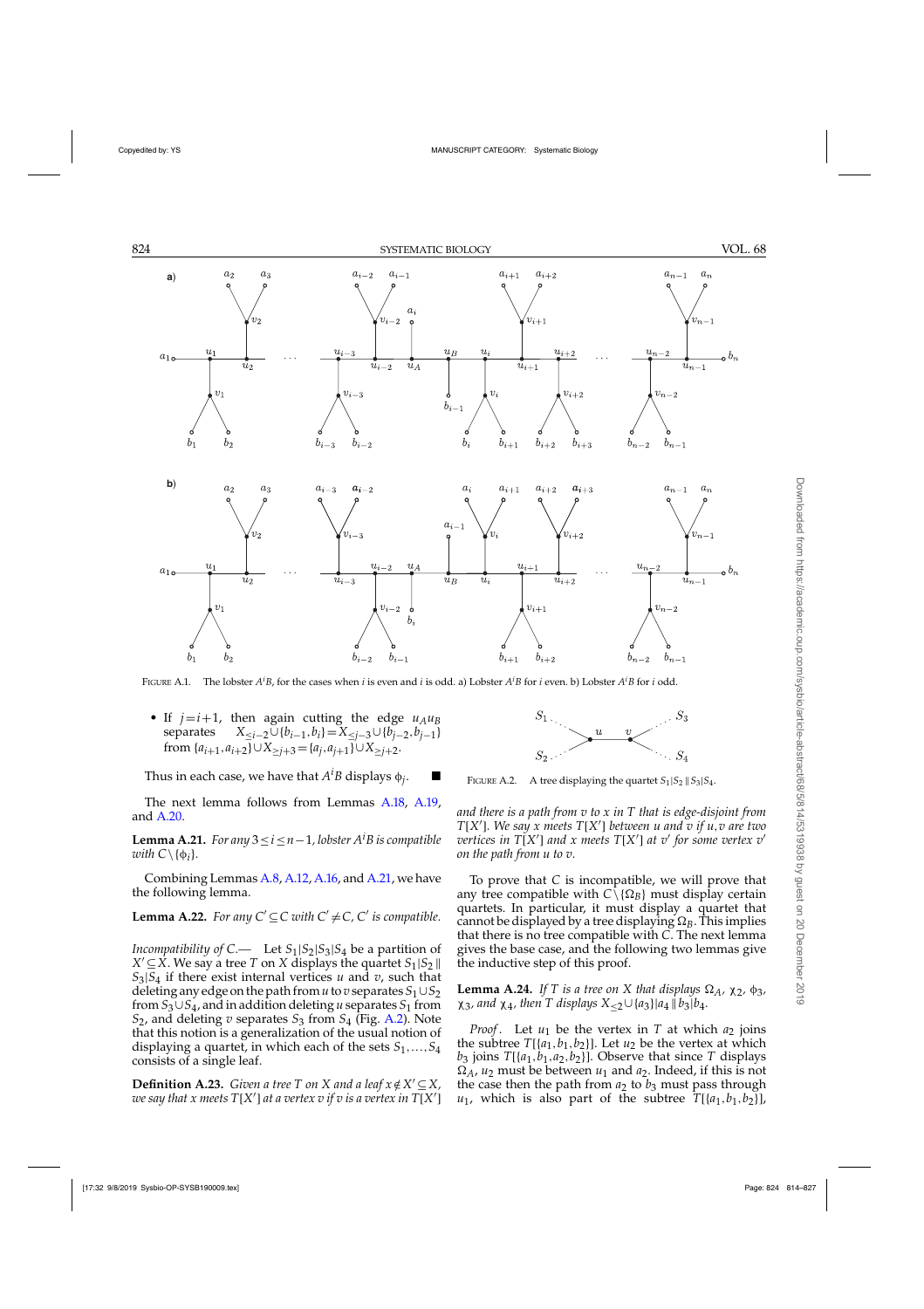FIGURE A.1. The lobster $A^iB$, for the cases when $i$ is even and $i$ is odd. a) Lobster $A^iB$ for $i$ even. b) Lobster $A^iB$ for $i$ odd.

- If $j=i+1$, then again cutting the edge $u_Au_B$ separates $X_{\leq i-2}\cup\{b_{i-1},b_i\}=X_{\leq j-3}\cup\{b_{j-2},b_{j-1}\}$ from $\{a_{i+1},a_{i+2}\}\cup X_{\geq i+3}=\{a_j,a_{j+1}\}\cup X_{\geq j+2}$.

Thus in each case, we have that $A^iB$ displays $\phi_j$. ■

The next lemma follows from Lemmas A.18, A.19, and A.20.

**Lemma A.21.** *For any $3\leq i\leq n-1$, lobster $A^iB$ is compatible with $C\setminus\{\phi_i\}$.*

Combining Lemmas A.8, A.12, A.16, and A.21, we have the following lemma.

**Lemma A.22.** *For any $C'\subseteq C$ with $C'\neq C$, $C'$ is compatible.*

*Incompatibility of C.*— Let $S_1|S_2|S_3|S_4$ be a partition of $X'\subseteq X$. We say a tree $T$ on $X$ displays the quartet $S_1|S_2 \| S_3|S_4$ if there exist internal vertices $u$ and $v$, such that deleting any edge on the path from $u$ to $v$ separates $S_1\cup S_2$ from $S_3\cup S_4$, and in addition deleting $u$ separates $S_1$ from $S_2$, and deleting $v$ separates $S_3$ from $S_4$ (Fig. A.2). Note that this notion is a generalization of the usual notion of displaying a quartet, in which each of the sets $S_1,\ldots,S_4$ consists of a single leaf.

**Definition A.23.** *Given a tree $T$ on $X$ and a leaf $x\notin X'\subseteq X$, we say that $x$ meets $T[X']$ at a vertex $v$ if $v$ is a vertex in $T[X']$ and there is a path from $v$ to $x$ in $T$ that is edge-disjoint from $T[X']$. We say $x$ meets $T[X']$ between $u$ and $v$ if $u,v$ are two vertices in $T[X']$ and $x$ meets $T[X']$ at $v'$ for some vertex $v'$ on the path from $u$ to $v$.*

FIGURE A.2. A tree displaying the quartet $S_1|S_2 \| S_3|S_4$.

To prove that $C$ is incompatible, we will prove that any tree compatible with $C\setminus\{\Omega_B\}$ must display certain quartets. In particular, it must display a quartet that cannot be displayed by a tree displaying $\Omega_B$. This implies that there is no tree compatible with $C$. The next lemma gives the base case, and the following two lemmas give the inductive step of this proof.

**Lemma A.24.** *If $T$ is a tree on $X$ that displays $\Omega_A$, $\chi_2$, $\phi_3$, $\chi_3$, and $\chi_4$, then $T$ displays $X_{\leq 2}\cup\{a_3\}|a_4 \| b_3|b_4$.*

*Proof.* Let $u_1$ be the vertex in $T$ at which $a_2$ joins the subtree $T[\{a_1,b_1,b_2\}]$. Let $u_2$ be the vertex at which $b_3$ joins $T[\{a_1,b_1,a_2,b_2\}]$. Observe that since $T$ displays $\Omega_A$, $u_2$ must be between $u_1$ and $a_2$. Indeed, if this is not the case then the path from $a_2$ to $b_3$ must pass through $u_1$, which is also part of the subtree $T[\{a_1,b_1,b_2\}]$,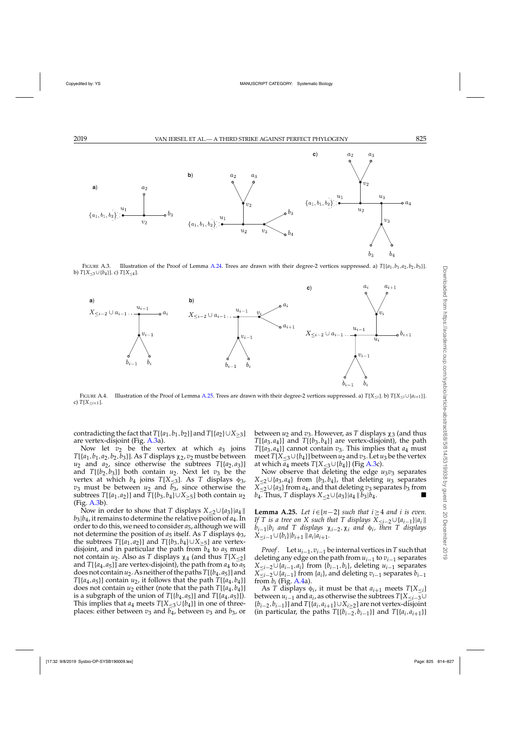FIGURE A.3. Illustration of the Proof of Lemma A.24. Trees are drawn with their degree-2 vertices suppressed. a) $T[\{a_1,b_1,a_2,b_2,b_3\}]$. b) $T[X_{\leq 3}\cup\{b_4\}]$. c) $T[X_{\leq 4}]$.

FIGURE A.4. Illustration of the Proof of Lemma A.25. Trees are drawn with their degree-2 vertices suppressed. a) $T[X_{\leq i}]$. b) $T[X_{\leq i}\cup\{a_{i+1}\}]$. c) $T[X_{\leq i+1}]$.

contradicting the fact that $T[\{a_1,b_1,b_2\}]$ and $T[\{a_2\}\cup X_{\geq 3}]$ are vertex-disjoint (Fig. A.3a).

Now let $v_2$ be the vertex at which $a_3$ joins $T[\{a_1,b_1,a_2,b_2,b_3\}]$. As $T$ displays $\chi_2$, $v_2$ must be between $u_2$ and $a_2$, since otherwise the subtrees $T[\{a_2,a_3\}]$ and $T[\{b_2,b_3\}]$ both contain $u_2$. Next let $v_3$ be the vertex at which $b_4$ joins $T[X_{\leq 3}]$. As $T$ displays $\phi_3$, $v_3$ must be between $u_2$ and $b_3$, since otherwise the subtrees $T[\{a_1,a_2\}]$ and $T[\{b_3,b_4\}\cup X_{\geq 5}]$ both contain $u_2$ (Fig. A.3b).

Now in order to show that $T$ displays $X_{\leq 2}\cup\{a_3\}|a_4\,\|\,b_3|b_4$, it remains to determine the relative poition of $a_4$. In order to do this, we need to consider $a_5$, although we will not determine the position of $a_5$ itself. As $T$ displays $\phi_3$, the subtrees $T[\{a_1,a_2\}]$ and $T[\{b_3,b_4\}\cup X_{\geq 5}]$ are vertex-disjoint, and in particular the path from $b_4$ to $a_5$ must not contain $u_2$. Also as $T$ displays $\chi_4$ (and thus $T[X_{\leq 2}]$ and $T[\{a_4,a_5\}]$ are vertex-disjoint), the path from $a_4$ to $a_5$ does not contain $u_2$. As neither of the paths $T[\{b_4,a_5\}]$ and $T[\{a_4,a_5\}]$ contain $u_2$, it follows that the path $T[\{a_4,b_4\}]$ does not contain $u_2$ either (note that the path $T[\{a_4,b_4\}]$ is a subgraph of the union of $T[\{b_4,a_5\}]$ and $T[\{a_4,a_5\}]$). This implies that $a_4$ meets $T[X_{\leq 3}\cup\{b_4\}]$ in one of three-places: either between $v_3$ and $b_4$, between $v_3$ and $b_3$, or between $u_2$ and $v_3$. However, as $T$ displays $\chi_3$ (and thus $T[\{a_3,a_4\}]$ and $T[\{b_3,b_4\}]$ are vertex-disjoint), the path $T[\{a_3,a_4\}]$ cannot contain $v_3$. This implies that $a_4$ must meet $T[X_{\leq 3}\cup\{b_4\}]$ between $u_2$ and $v_3$. Let $u_3$ be the vertex at which $a_4$ meets $T[X_{\leq 3}\cup\{b_4\}]$ (Fig A.3c).

Now observe that deleting the edge $u_3v_3$ separates $X_{\leq 2}\cup\{a_3,a_4\}$ from $\{b_3,b_4\}$, that deleting $u_3$ separates $X_{\leq 2}\cup\{a_3\}$ from $a_4$, and that deleting $v_3$ separates $b_3$ from $b_4$. Thus, $T$ displays $X_{\leq 2}\cup\{a_3\}|a_4\,\|\,b_3|b_4$. ■

**Lemma A.25.** *Let $i\in[n-2]$ such that $i\geq 4$ and $i$ is even. If $T$ is a tree on $X$ such that $T$ displays $X_{\leq i-2}\cup\{a_{i-1}\}|a_i\,\|\,b_{i-1}|b_i$ and $T$ displays $\chi_{i-2},\chi_i$ and $\phi_i$, then $T$ displays $X_{\leq i-1}\cup\{b_i\}|b_{i+1}\,\|\,a_i|a_{i+1}$.*

*Proof*. Let $u_{i-1},v_{i-1}$ be internal vertices in $T$ such that deleting any edge on the path from $u_{i-1}$ to $v_{i-1}$ separates $X_{\leq i-2}\cup\{a_{i-1},a_i\}$ from $\{b_{i-1},b_i\}$, deleting $u_{i-1}$ separates $X_{\leq i-2}\cup\{a_{i-1}\}$ from $\{a_i\}$, and deleting $v_{i-1}$ separates $b_{i-1}$ from $b_i$ (Fig. A.4a).

As $T$ displays $\phi_i$, it must be that $a_{i+1}$ meets $T[X_{\leq i}]$ between $u_{i-1}$ and $a_i$, as otherwise the subtrees $T[X_{\leq i-3}\cup\{b_{i-2},b_{i-1}\}]$ and $T[\{a_i,a_{i+1}\}\cup X_{\geq 2}]$ are not vertex-disjoint (in particular, the paths $T[\{b_{i-2},b_{i-1}\}]$ and $T[\{a_i,a_{i+1}\}]$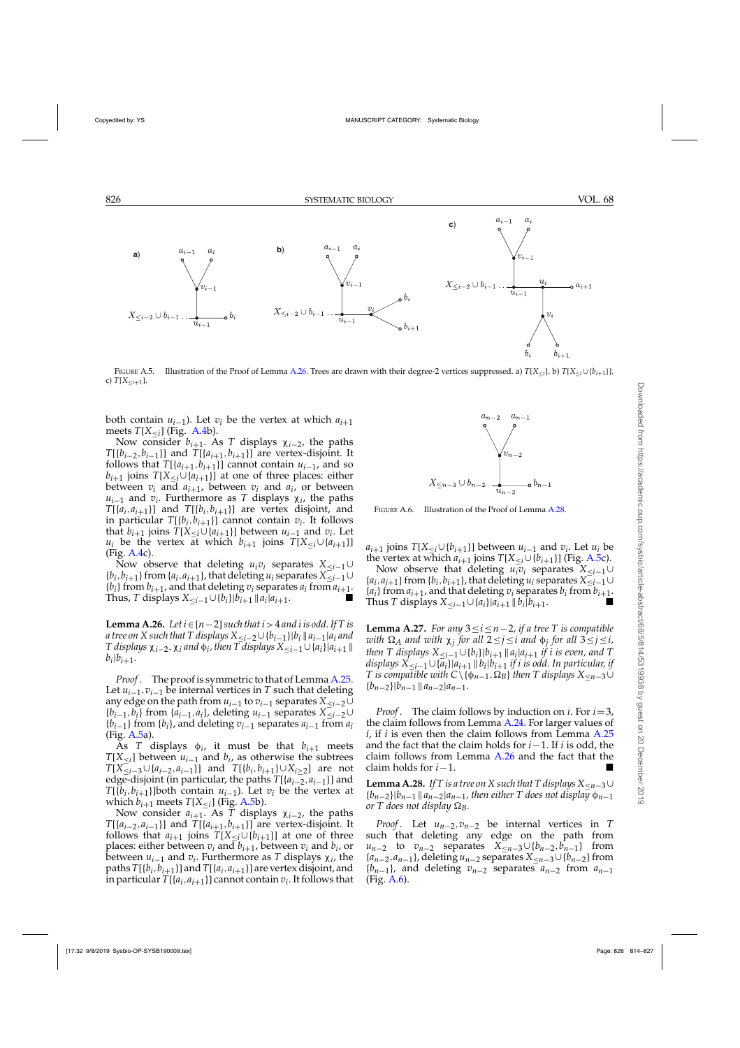FIGURE A.5. Illustration of the Proof of Lemma A.26. Trees are drawn with their degree-2 vertices suppressed. a) $T[X_{\leq i}]$. b) $T[X_{\leq i} \cup \{b_{i+1}\}]$. c) $T[X_{\leq i+1}]$.

both contain $u_{i-1}$). Let $v_i$ be the vertex at which $a_{i+1}$ meets $T[X_{\leq i}]$ (Fig. A.4b).

Now consider $b_{i+1}$. As $T$ displays $\chi_{i-2}$, the paths $T[\{b_{i-2}, b_{i-1}\}]$ and $T[\{a_{i+1}, b_{i+1}\}]$ are vertex-disjoint. It follows that $T[\{a_{i+1}, b_{i+1}\}]$ cannot contain $u_{i-1}$, and so $b_{i+1}$ joins $T[X_{\leq i} \cup \{a_{i+1}\}]$ at one of three places: either between $v_i$ and $a_{i+1}$, between $v_i$ and $a_i$, or between $u_{i-1}$ and $v_i$. Furthermore as $T$ displays $\chi_i$, the paths $T[\{a_i, a_{i+1}\}]$ and $T[\{b_i, b_{i+1}\}]$ are vertex disjoint, and in particular $T[\{b_i, b_{i+1}\}]$ cannot contain $v_i$. It follows that $b_{i+1}$ joins $T[X_{\leq i} \cup \{a_{i+1}\}]$ between $u_{i-1}$ and $v_i$. Let $u_i$ be the vertex at which $b_{i+1}$ joins $T[X_{\leq i} \cup \{a_{i+1}\}]$ (Fig. A.4c).

Now observe that deleting $u_i v_i$ separates $X_{\leq i-1} \cup \{b_i, b_{i+1}\}$ from $\{a_i, a_{i+1}\}$, that deleting $u_i$ separates $X_{\leq i-1} \cup \{b_i\}$ from $b_{i+1}$, and that deleting $v_i$ separates $a_i$ from $a_{i+1}$. Thus, $T$ displays $X_{\leq i-1} \cup \{b_i\} | b_{i+1} \| a_i | a_{i+1}$. ■

**Lemma A.26.** *Let $i \in [n-2]$ such that $i > 4$ and $i$ is odd. If $T$ is a tree on $X$ such that $T$ displays $X_{\leq i-2} \cup \{b_{i-1}\} | b_i \| a_{i-1} | a_i$ and $T$ displays $\chi_{i-2}$, $\chi_i$ and $\phi_i$, then $T$ displays $X_{\leq i-1} \cup \{a_i\} | a_{i+1} \| b_i | b_{i+1}$.*

*Proof*. The proof is symmetric to that of Lemma A.25. Let $u_{i-1}, v_{i-1}$ be internal vertices in $T$ such that deleting any edge on the path from $u_{i-1}$ to $v_{i-1}$ separates $X_{\leq i-2} \cup \{b_{i-1}, b_i\}$ from $\{a_{i-1}, a_i\}$, deleting $u_{i-1}$ separates $X_{\leq i-2} \cup \{b_{i-1}\}$ from $\{b_i\}$, and deleting $v_{i-1}$ separates $a_{i-1}$ from $a_i$ (Fig. A.5a).

As $T$ displays $\phi_i$, it must be that $b_{i+1}$ meets $T[X_{\leq i}]$ between $u_{i-1}$ and $b_i$, as otherwise the subtrees $T[X_{\leq i-3} \cup \{a_{i-2}, a_{i-1}\}]$ and $T[\{b_i, b_{i+1}\} \cup X_{i \geq 2}]$ are not edge-disjoint (in particular, the paths $T[\{a_{i-2}, a_{i-1}\}]$ and $T[\{b_i, b_{i+1}\}]$both contain $u_{i-1}$). Let $v_i$ be the vertex at which $b_{i+1}$ meets $T[X_{\leq i}]$ (Fig. A.5b).

Now consider $a_{i+1}$. As $T$ displays $\chi_{i-2}$, the paths $T[\{a_{i-2}, a_{i-1}\}]$ and $T[\{a_{i+1}, b_{i+1}\}]$ are vertex-disjoint. It follows that $a_{i+1}$ joins $T[X_{\leq i} \cup \{b_{i+1}\}]$ at one of three places: either between $v_i$ and $b_{i+1}$, between $v_i$ and $b_i$, or between $u_{i-1}$ and $v_i$. Furthermore as $T$ displays $\chi_i$, the paths $T[\{b_i, b_{i+1}\}]$ and $T[\{a_i, a_{i+1}\}]$ are vertex disjoint, and in particular $T[\{a_i, a_{i+1}\}]$ cannot contain $v_i$. It follows that $a_{i+1}$ joins $T[X_{\leq i} \cup \{b_{i+1}\}]$ between $u_{i-1}$ and $v_i$. Let $u_i$ be the vertex at which $a_{i+1}$ joins $T[X_{\leq i} \cup \{b_{i+1}\}]$ (Fig. A.5c).

Now observe that deleting $u_i v_i$ separates $X_{\leq i-1} \cup \{a_i, a_{i+1}\}$ from $\{b_i, b_{i+1}\}$, that deleting $u_i$ separates $X_{\leq i-1} \cup \{a_i\}$ from $a_{i+1}$, and that deleting $v_i$ separates $b_i$ from $b_{i+1}$. Thus $T$ displays $X_{\leq i-1} \cup \{a_i\} | a_{i+1} \| b_i | b_{i+1}$. ■

FIGURE A.6. Illustration of the Proof of Lemma A.28.

**Lemma A.27.** *For any $3 \leq i \leq n-2$, if a tree $T$ is compatible with $\Omega_A$ and with $\chi_j$ for all $2 \leq j \leq i$ and $\phi_j$ for all $3 \leq j \leq i$, then $T$ displays $X_{\leq i-1} \cup \{b_i\} | b_{i+1} \| a_i | a_{i+1}$ if $i$ is even, and $T$ displays $X_{\leq i-1} \cup \{a_i\} | a_{i+1} \| b_i | b_{i+1}$ if $i$ is odd. In particular, if $T$ is compatible with $C \setminus \{\phi_{n-1}, \Omega_B\}$ then $T$ displays $X_{\leq n-3} \cup \{b_{n-2}\} | b_{n-1} \| a_{n-2} | a_{n-1}$.*

*Proof*. The claim follows by induction on $i$. For $i = 3$, the claim follows from Lemma A.24. For larger values of $i$, if $i$ is even then the claim follows from Lemma A.25 and the fact that the claim holds for $i-1$. If $i$ is odd, the claim follows from Lemma A.26 and the fact that the claim holds for $i-1$. ■

**Lemma A.28.** *If $T$ is a tree on $X$ such that $T$ displays $X_{\leq n-3} \cup \{b_{n-2}\} | b_{n-1} \| a_{n-2} | a_{n-1}$, then either $T$ does not display $\phi_{n-1}$ or $T$ does not display $\Omega_B$.*

*Proof*. Let $u_{n-2}, v_{n-2}$ be internal vertices in $T$ such that deleting any edge on the path from $u_{n-2}$ to $v_{n-2}$ separates $X_{\leq n-3} \cup \{b_{n-2}, b_{n-1}\}$ from $\{a_{n-2}, a_{n-1}\}$, deleting $u_{n-2}$ separates $X_{\leq n-3} \cup \{b_{n-2}\}$ from $\{b_{n-1}\}$, and deleting $v_{n-2}$ separates $a_{n-2}$ from $a_{n-1}$ (Fig. A.6).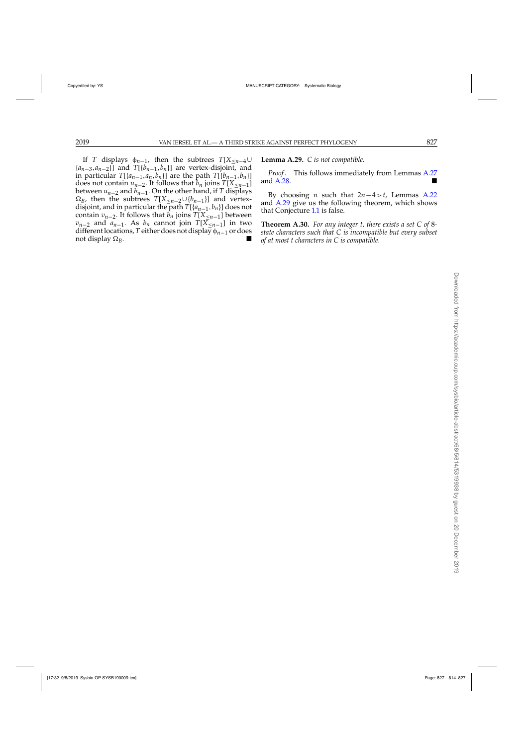If $T$ displays $\phi_{n-1}$, then the subtrees $T[X_{\leq n-4} \cup \{a_{n-3}, a_{n-2}\}]$ and $T[\{b_{n-1}, b_n\}]$ are vertex-disjoint, and in particular $T[\{a_{n-1}, a_n, b_n\}]$ are the path $T[\{b_{n-1}, b_n\}]$ does not contain $u_{n-2}$. It follows that $b_n$ joins $T[X_{\leq n-1}]$ between $u_{n-2}$ and $b_{n-1}$. On the other hand, if $T$ displays $\Omega_B$, then the subtrees $T[X_{\leq n-2} \cup \{b_{n-1}\}]$ and vertex-disjoint, and in particular the path $T[\{a_{n-1}, b_n\}]$ does not contain $v_{n-2}$. It follows that $b_n$ joins $T[X_{\leq n-1}]$ between $v_{n-2}$ and $a_{n-1}$. As $b_n$ cannot join $T[X_{\leq n-1}]$ in two different locations, $T$ either does not display $\phi_{n-1}$ or does not display $\Omega_B$. ∎

**Lemma A.29.** *$C$ is not compatible.*

*Proof*. This follows immediately from Lemmas A.27 and A.28. ∎

By choosing $n$ such that $2n-4 > t$, Lemmas A.22 and A.29 give us the following theorem, which shows that Conjecture 1.1 is false.

**Theorem A.30.** *For any integer $t$, there exists a set $C$ of 8-state characters such that $C$ is incompatible but every subset of at most $t$ characters in $C$ is compatible.*